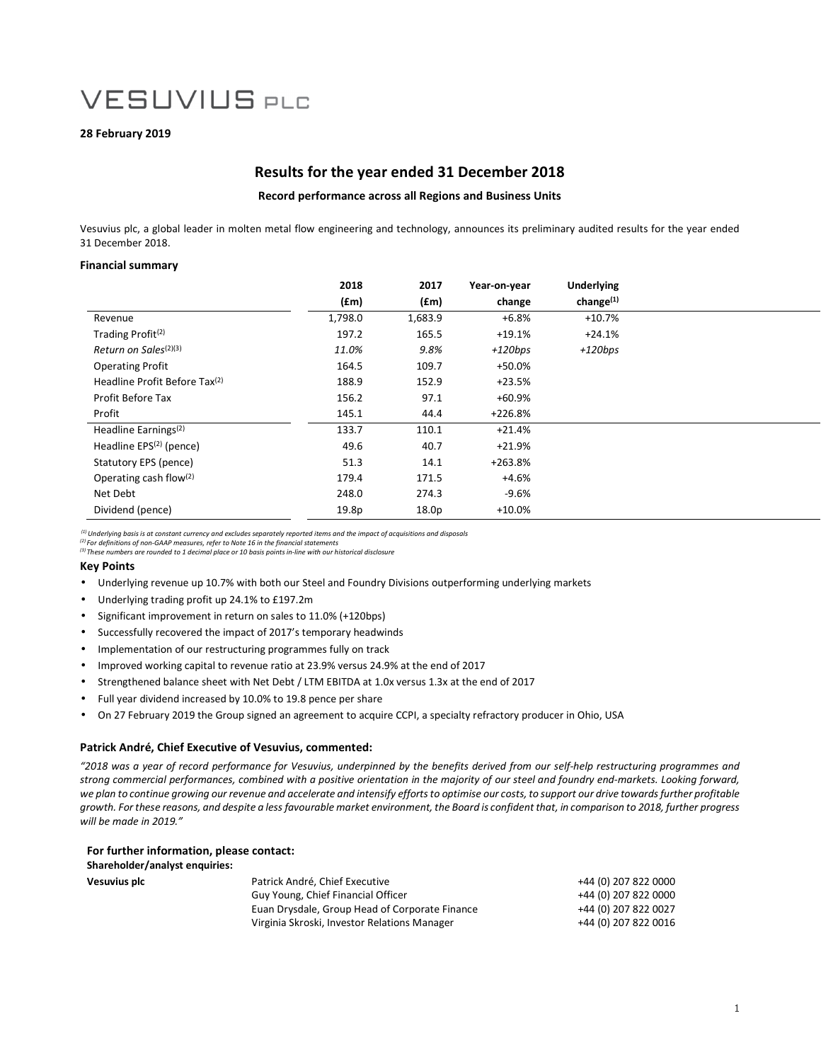# VESUVIUS PLC

**28 February 2019**

## Results for the year ended 31 December 2018

**Record performance across all Regions and Business Units**

Vesuvius plc, a global leader in molten metal flow engineering and technology, announces its preliminary audited results for the year ended 31 December 2018.

### Financial summary

| | 2018 (£m) | 2017 (£m) | Year-on-year change | Underlying change[1] |
|---|---|---|---|---|
| Revenue | 1,798.0 | 1,683.9 | +6.8% | +10.7% |
| Trading Profit[2] | 197.2 | 165.5 | +19.1% | +24.1% |
| *Return on Sales[2][3]* | *11.0%* | *9.8%* | *+120bps* | *+120bps* |
| Operating Profit | 164.5 | 109.7 | +50.0% | |
| Headline Profit Before Tax[2] | 188.9 | 152.9 | +23.5% | |
| Profit Before Tax | 156.2 | 97.1 | +60.9% | |
| Profit | 145.1 | 44.4 | +226.8% | |
| Headline Earnings[2] | 133.7 | 110.1 | +21.4% | |
| Headline EPS[2] (pence) | 49.6 | 40.7 | +21.9% | |
| Statutory EPS (pence) | 51.3 | 14.1 | +263.8% | |
| Operating cash flow[2] | 179.4 | 171.5 | +4.6% | |
| Net Debt | 248.0 | 274.3 | -9.6% | |
| Dividend (pence) | 19.8p | 18.0p | +10.0% | |

*[1] Underlying basis is at constant currency and excludes separately reported items and the impact of acquisitions and disposals*
*[2] For definitions of non-GAAP measures, refer to Note 16 in the financial statements*
*[3] These numbers are rounded to 1 decimal place or 10 basis points in-line with our historical disclosure*

### Key Points

- Underlying revenue up 10.7% with both our Steel and Foundry Divisions outperforming underlying markets
- Underlying trading profit up 24.1% to £197.2m
- Significant improvement in return on sales to 11.0% (+120bps)
- Successfully recovered the impact of 2017's temporary headwinds
- Implementation of our restructuring programmes fully on track
- Improved working capital to revenue ratio at 23.9% versus 24.9% at the end of 2017
- Strengthened balance sheet with Net Debt / LTM EBITDA at 1.0x versus 1.3x at the end of 2017
- Full year dividend increased by 10.0% to 19.8 pence per share
- On 27 February 2019 the Group signed an agreement to acquire CCPI, a specialty refractory producer in Ohio, USA

### Patrick André, Chief Executive of Vesuvius, commented:

*"2018 was a year of record performance for Vesuvius, underpinned by the benefits derived from our self-help restructuring programmes and strong commercial performances, combined with a positive orientation in the majority of our steel and foundry end-markets. Looking forward, we plan to continue growing our revenue and accelerate and intensify efforts to optimise our costs, to support our drive towards further profitable growth. For these reasons, and despite a less favourable market environment, the Board is confident that, in comparison to 2018, further progress will be made in 2019."*

**For further information, please contact:**

**Shareholder/analyst enquiries:**

| | | |
|---|---|---|
| **Vesuvius plc** | Patrick André, Chief Executive | +44 (0) 207 822 0000 |
| | Guy Young, Chief Financial Officer | +44 (0) 207 822 0000 |
| | Euan Drysdale, Group Head of Corporate Finance | +44 (0) 207 822 0027 |
| | Virginia Skroski, Investor Relations Manager | +44 (0) 207 822 0016 |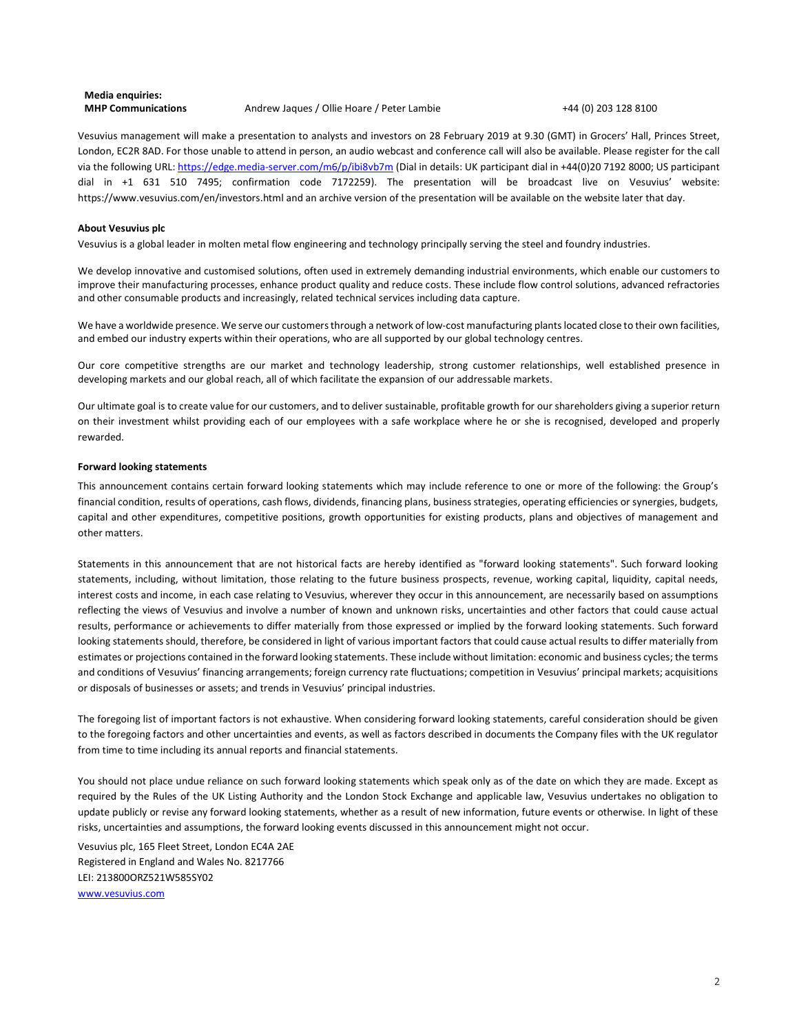**Media enquiries:**

| **MHP Communications** | Andrew Jaques / Ollie Hoare / Peter Lambie | +44 (0) 203 128 8100 |
|---|---|---|

Vesuvius management will make a presentation to analysts and investors on 28 February 2019 at 9.30 (GMT) in Grocers' Hall, Princes Street, London, EC2R 8AD. For those unable to attend in person, an audio webcast and conference call will also be available. Please register for the call via the following URL: [https://edge.media-server.com/m6/p/ibi8vb7m](https://edge.media-server.com/m6/p/ibi8vb7m) (Dial in details: UK participant dial in +44(0)20 7192 8000; US participant dial in +1 631 510 7495; confirmation code 7172259). The presentation will be broadcast live on Vesuvius' website: https://www.vesuvius.com/en/investors.html and an archive version of the presentation will be available on the website later that day.

**About Vesuvius plc**

Vesuvius is a global leader in molten metal flow engineering and technology principally serving the steel and foundry industries.

We develop innovative and customised solutions, often used in extremely demanding industrial environments, which enable our customers to improve their manufacturing processes, enhance product quality and reduce costs. These include flow control solutions, advanced refractories and other consumable products and increasingly, related technical services including data capture.

We have a worldwide presence. We serve our customers through a network of low-cost manufacturing plants located close to their own facilities, and embed our industry experts within their operations, who are all supported by our global technology centres.

Our core competitive strengths are our market and technology leadership, strong customer relationships, well established presence in developing markets and our global reach, all of which facilitate the expansion of our addressable markets.

Our ultimate goal is to create value for our customers, and to deliver sustainable, profitable growth for our shareholders giving a superior return on their investment whilst providing each of our employees with a safe workplace where he or she is recognised, developed and properly rewarded.

**Forward looking statements**

This announcement contains certain forward looking statements which may include reference to one or more of the following: the Group's financial condition, results of operations, cash flows, dividends, financing plans, business strategies, operating efficiencies or synergies, budgets, capital and other expenditures, competitive positions, growth opportunities for existing products, plans and objectives of management and other matters.

Statements in this announcement that are not historical facts are hereby identified as "forward looking statements". Such forward looking statements, including, without limitation, those relating to the future business prospects, revenue, working capital, liquidity, capital needs, interest costs and income, in each case relating to Vesuvius, wherever they occur in this announcement, are necessarily based on assumptions reflecting the views of Vesuvius and involve a number of known and unknown risks, uncertainties and other factors that could cause actual results, performance or achievements to differ materially from those expressed or implied by the forward looking statements. Such forward looking statements should, therefore, be considered in light of various important factors that could cause actual results to differ materially from estimates or projections contained in the forward looking statements. These include without limitation: economic and business cycles; the terms and conditions of Vesuvius' financing arrangements; foreign currency rate fluctuations; competition in Vesuvius' principal markets; acquisitions or disposals of businesses or assets; and trends in Vesuvius' principal industries.

The foregoing list of important factors is not exhaustive. When considering forward looking statements, careful consideration should be given to the foregoing factors and other uncertainties and events, as well as factors described in documents the Company files with the UK regulator from time to time including its annual reports and financial statements.

You should not place undue reliance on such forward looking statements which speak only as of the date on which they are made. Except as required by the Rules of the UK Listing Authority and the London Stock Exchange and applicable law, Vesuvius undertakes no obligation to update publicly or revise any forward looking statements, whether as a result of new information, future events or otherwise. In light of these risks, uncertainties and assumptions, the forward looking events discussed in this announcement might not occur.

Vesuvius plc, 165 Fleet Street, London EC4A 2AE
Registered in England and Wales No. 8217766
LEI: 213800ORZ521W585SY02
[www.vesuvius.com](www.vesuvius.com)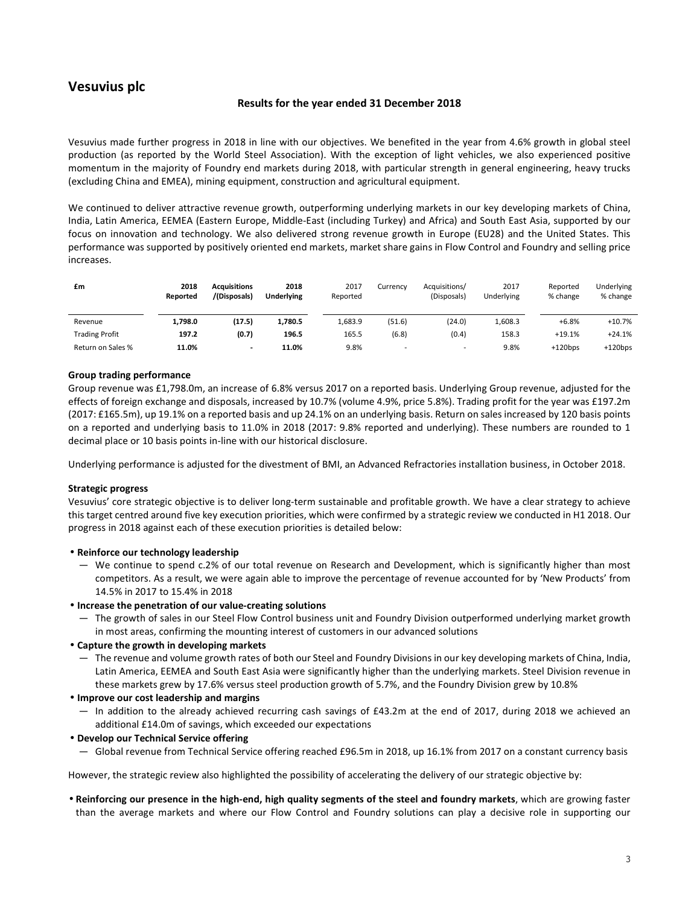# Vesuvius plc

## Results for the year ended 31 December 2018

Vesuvius made further progress in 2018 in line with our objectives. We benefited in the year from 4.6% growth in global steel production (as reported by the World Steel Association). With the exception of light vehicles, we also experienced positive momentum in the majority of Foundry end markets during 2018, with particular strength in general engineering, heavy trucks (excluding China and EMEA), mining equipment, construction and agricultural equipment.

We continued to deliver attractive revenue growth, outperforming underlying markets in our key developing markets of China, India, Latin America, EEMEA (Eastern Europe, Middle-East (including Turkey) and Africa) and South East Asia, supported by our focus on innovation and technology. We also delivered strong revenue growth in Europe (EU28) and the United States. This performance was supported by positively oriented end markets, market share gains in Flow Control and Foundry and selling price increases.

| £m | 2018 Reported | Acquisitions /(Disposals) | 2018 Underlying | 2017 Reported | Currency | Acquisitions/ (Disposals) | 2017 Underlying | Reported % change | Underlying % change |
|---|---|---|---|---|---|---|---|---|---|
| Revenue | **1,798.0** | **(17.5)** | **1,780.5** | 1,683.9 | (51.6) | (24.0) | 1,608.3 | +6.8% | +10.7% |
| Trading Profit | **197.2** | **(0.7)** | **196.5** | 165.5 | (6.8) | (0.4) | 158.3 | +19.1% | +24.1% |
| Return on Sales % | **11.0%** | **-** | **11.0%** | 9.8% | - | - | 9.8% | +120bps | +120bps |

**Group trading performance**

Group revenue was £1,798.0m, an increase of 6.8% versus 2017 on a reported basis. Underlying Group revenue, adjusted for the effects of foreign exchange and disposals, increased by 10.7% (volume 4.9%, price 5.8%). Trading profit for the year was £197.2m (2017: £165.5m), up 19.1% on a reported basis and up 24.1% on an underlying basis. Return on sales increased by 120 basis points on a reported and underlying basis to 11.0% in 2018 (2017: 9.8% reported and underlying). These numbers are rounded to 1 decimal place or 10 basis points in-line with our historical disclosure.

Underlying performance is adjusted for the divestment of BMI, an Advanced Refractories installation business, in October 2018.

**Strategic progress**

Vesuvius' core strategic objective is to deliver long-term sustainable and profitable growth. We have a clear strategy to achieve this target centred around five key execution priorities, which were confirmed by a strategic review we conducted in H1 2018. Our progress in 2018 against each of these execution priorities is detailed below:

- **Reinforce our technology leadership**
  - We continue to spend c.2% of our total revenue on Research and Development, which is significantly higher than most competitors. As a result, we were again able to improve the percentage of revenue accounted for by 'New Products' from 14.5% in 2017 to 15.4% in 2018
- **Increase the penetration of our value-creating solutions**
  - The growth of sales in our Steel Flow Control business unit and Foundry Division outperformed underlying market growth in most areas, confirming the mounting interest of customers in our advanced solutions
- **Capture the growth in developing markets**
  - The revenue and volume growth rates of both our Steel and Foundry Divisions in our key developing markets of China, India, Latin America, EEMEA and South East Asia were significantly higher than the underlying markets. Steel Division revenue in these markets grew by 17.6% versus steel production growth of 5.7%, and the Foundry Division grew by 10.8%
- **Improve our cost leadership and margins**
  - In addition to the already achieved recurring cash savings of £43.2m at the end of 2017, during 2018 we achieved an additional £14.0m of savings, which exceeded our expectations
- **Develop our Technical Service offering**
  - Global revenue from Technical Service offering reached £96.5m in 2018, up 16.1% from 2017 on a constant currency basis

However, the strategic review also highlighted the possibility of accelerating the delivery of our strategic objective by:

- **Reinforcing our presence in the high-end, high quality segments of the steel and foundry markets**, which are growing faster than the average markets and where our Flow Control and Foundry solutions can play a decisive role in supporting our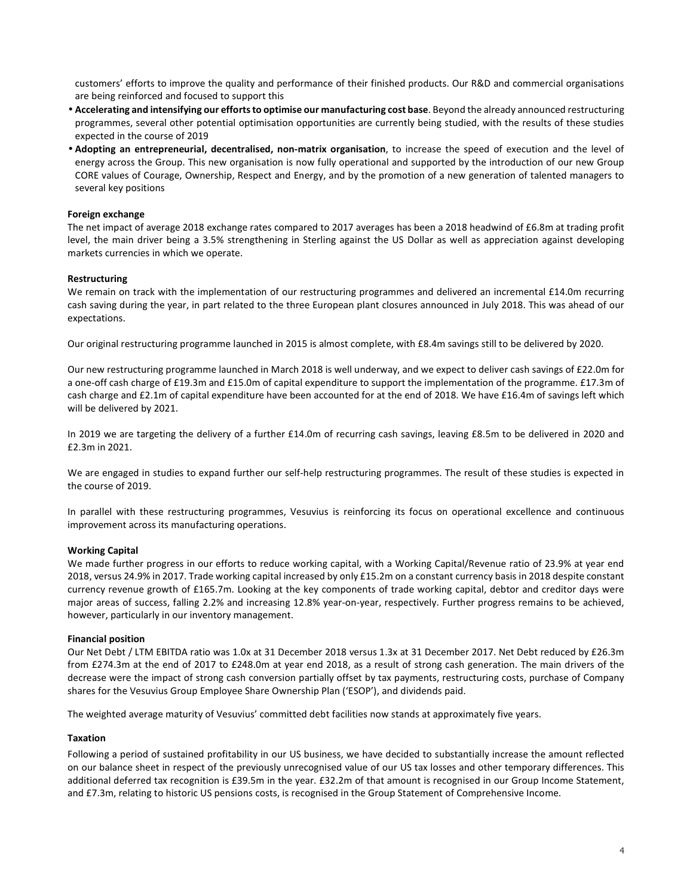customers' efforts to improve the quality and performance of their finished products. Our R&D and commercial organisations are being reinforced and focused to support this

- **Accelerating and intensifying our efforts to optimise our manufacturing cost base**. Beyond the already announced restructuring programmes, several other potential optimisation opportunities are currently being studied, with the results of these studies expected in the course of 2019
- **Adopting an entrepreneurial, decentralised, non-matrix organisation**, to increase the speed of execution and the level of energy across the Group. This new organisation is now fully operational and supported by the introduction of our new Group CORE values of Courage, Ownership, Respect and Energy, and by the promotion of a new generation of talented managers to several key positions

**Foreign exchange**

The net impact of average 2018 exchange rates compared to 2017 averages has been a 2018 headwind of £6.8m at trading profit level, the main driver being a 3.5% strengthening in Sterling against the US Dollar as well as appreciation against developing markets currencies in which we operate.

**Restructuring**

We remain on track with the implementation of our restructuring programmes and delivered an incremental £14.0m recurring cash saving during the year, in part related to the three European plant closures announced in July 2018. This was ahead of our expectations.

Our original restructuring programme launched in 2015 is almost complete, with £8.4m savings still to be delivered by 2020.

Our new restructuring programme launched in March 2018 is well underway, and we expect to deliver cash savings of £22.0m for a one-off cash charge of £19.3m and £15.0m of capital expenditure to support the implementation of the programme. £17.3m of cash charge and £2.1m of capital expenditure have been accounted for at the end of 2018. We have £16.4m of savings left which will be delivered by 2021.

In 2019 we are targeting the delivery of a further £14.0m of recurring cash savings, leaving £8.5m to be delivered in 2020 and £2.3m in 2021.

We are engaged in studies to expand further our self-help restructuring programmes. The result of these studies is expected in the course of 2019.

In parallel with these restructuring programmes, Vesuvius is reinforcing its focus on operational excellence and continuous improvement across its manufacturing operations.

**Working Capital**

We made further progress in our efforts to reduce working capital, with a Working Capital/Revenue ratio of 23.9% at year end 2018, versus 24.9% in 2017. Trade working capital increased by only £15.2m on a constant currency basis in 2018 despite constant currency revenue growth of £165.7m. Looking at the key components of trade working capital, debtor and creditor days were major areas of success, falling 2.2% and increasing 12.8% year-on-year, respectively. Further progress remains to be achieved, however, particularly in our inventory management.

**Financial position**

Our Net Debt / LTM EBITDA ratio was 1.0x at 31 December 2018 versus 1.3x at 31 December 2017. Net Debt reduced by £26.3m from £274.3m at the end of 2017 to £248.0m at year end 2018, as a result of strong cash generation. The main drivers of the decrease were the impact of strong cash conversion partially offset by tax payments, restructuring costs, purchase of Company shares for the Vesuvius Group Employee Share Ownership Plan ('ESOP'), and dividends paid.

The weighted average maturity of Vesuvius' committed debt facilities now stands at approximately five years.

**Taxation**

Following a period of sustained profitability in our US business, we have decided to substantially increase the amount reflected on our balance sheet in respect of the previously unrecognised value of our US tax losses and other temporary differences. This additional deferred tax recognition is £39.5m in the year. £32.2m of that amount is recognised in our Group Income Statement, and £7.3m, relating to historic US pensions costs, is recognised in the Group Statement of Comprehensive Income.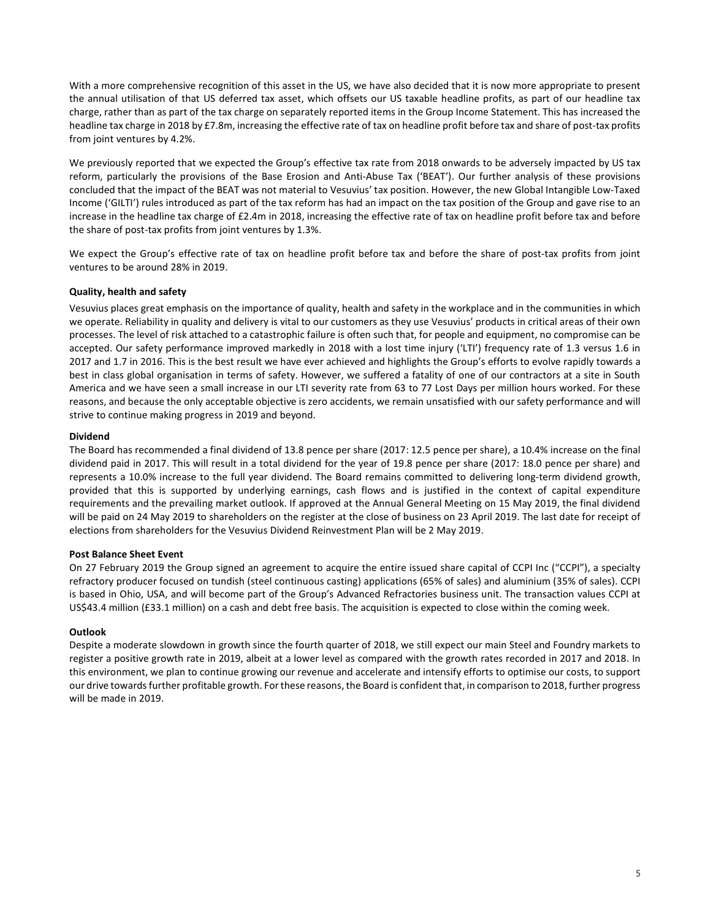With a more comprehensive recognition of this asset in the US, we have also decided that it is now more appropriate to present the annual utilisation of that US deferred tax asset, which offsets our US taxable headline profits, as part of our headline tax charge, rather than as part of the tax charge on separately reported items in the Group Income Statement. This has increased the headline tax charge in 2018 by £7.8m, increasing the effective rate of tax on headline profit before tax and share of post-tax profits from joint ventures by 4.2%.

We previously reported that we expected the Group's effective tax rate from 2018 onwards to be adversely impacted by US tax reform, particularly the provisions of the Base Erosion and Anti-Abuse Tax ('BEAT'). Our further analysis of these provisions concluded that the impact of the BEAT was not material to Vesuvius' tax position. However, the new Global Intangible Low-Taxed Income ('GILTI') rules introduced as part of the tax reform has had an impact on the tax position of the Group and gave rise to an increase in the headline tax charge of £2.4m in 2018, increasing the effective rate of tax on headline profit before tax and before the share of post-tax profits from joint ventures by 1.3%.

We expect the Group's effective rate of tax on headline profit before tax and before the share of post-tax profits from joint ventures to be around 28% in 2019.

**Quality, health and safety**

Vesuvius places great emphasis on the importance of quality, health and safety in the workplace and in the communities in which we operate. Reliability in quality and delivery is vital to our customers as they use Vesuvius' products in critical areas of their own processes. The level of risk attached to a catastrophic failure is often such that, for people and equipment, no compromise can be accepted. Our safety performance improved markedly in 2018 with a lost time injury ('LTI') frequency rate of 1.3 versus 1.6 in 2017 and 1.7 in 2016. This is the best result we have ever achieved and highlights the Group's efforts to evolve rapidly towards a best in class global organisation in terms of safety. However, we suffered a fatality of one of our contractors at a site in South America and we have seen a small increase in our LTI severity rate from 63 to 77 Lost Days per million hours worked. For these reasons, and because the only acceptable objective is zero accidents, we remain unsatisfied with our safety performance and will strive to continue making progress in 2019 and beyond.

**Dividend**

The Board has recommended a final dividend of 13.8 pence per share (2017: 12.5 pence per share), a 10.4% increase on the final dividend paid in 2017. This will result in a total dividend for the year of 19.8 pence per share (2017: 18.0 pence per share) and represents a 10.0% increase to the full year dividend. The Board remains committed to delivering long-term dividend growth, provided that this is supported by underlying earnings, cash flows and is justified in the context of capital expenditure requirements and the prevailing market outlook. If approved at the Annual General Meeting on 15 May 2019, the final dividend will be paid on 24 May 2019 to shareholders on the register at the close of business on 23 April 2019. The last date for receipt of elections from shareholders for the Vesuvius Dividend Reinvestment Plan will be 2 May 2019.

**Post Balance Sheet Event**

On 27 February 2019 the Group signed an agreement to acquire the entire issued share capital of CCPI Inc ("CCPI"), a specialty refractory producer focused on tundish (steel continuous casting) applications (65% of sales) and aluminium (35% of sales). CCPI is based in Ohio, USA, and will become part of the Group's Advanced Refractories business unit. The transaction values CCPI at US$43.4 million (£33.1 million) on a cash and debt free basis. The acquisition is expected to close within the coming week.

**Outlook**

Despite a moderate slowdown in growth since the fourth quarter of 2018, we still expect our main Steel and Foundry markets to register a positive growth rate in 2019, albeit at a lower level as compared with the growth rates recorded in 2017 and 2018. In this environment, we plan to continue growing our revenue and accelerate and intensify efforts to optimise our costs, to support our drive towards further profitable growth. For these reasons, the Board is confident that, in comparison to 2018, further progress will be made in 2019.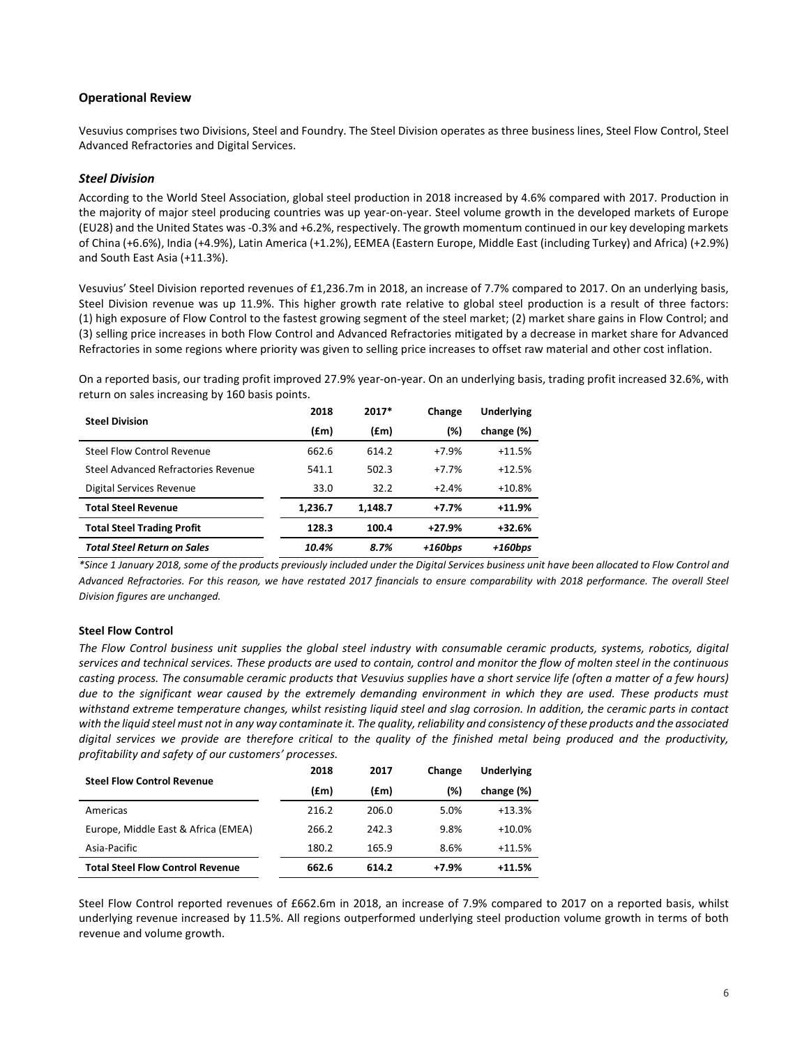## Operational Review

Vesuvius comprises two Divisions, Steel and Foundry. The Steel Division operates as three business lines, Steel Flow Control, Steel Advanced Refractories and Digital Services.

### *Steel Division*

According to the World Steel Association, global steel production in 2018 increased by 4.6% compared with 2017. Production in the majority of major steel producing countries was up year-on-year. Steel volume growth in the developed markets of Europe (EU28) and the United States was -0.3% and +6.2%, respectively. The growth momentum continued in our key developing markets of China (+6.6%), India (+4.9%), Latin America (+1.2%), EEMEA (Eastern Europe, Middle East (including Turkey) and Africa) (+2.9%) and South East Asia (+11.3%).

Vesuvius' Steel Division reported revenues of £1,236.7m in 2018, an increase of 7.7% compared to 2017. On an underlying basis, Steel Division revenue was up 11.9%. This higher growth rate relative to global steel production is a result of three factors: (1) high exposure of Flow Control to the fastest growing segment of the steel market; (2) market share gains in Flow Control; and (3) selling price increases in both Flow Control and Advanced Refractories mitigated by a decrease in market share for Advanced Refractories in some regions where priority was given to selling price increases to offset raw material and other cost inflation.

On a reported basis, our trading profit improved 27.9% year-on-year. On an underlying basis, trading profit increased 32.6%, with return on sales increasing by 160 basis points.

| Steel Division | 2018 (£m) | 2017* (£m) | Change (%) | Underlying change (%) |
|---|---|---|---|---|
| Steel Flow Control Revenue | 662.6 | 614.2 | +7.9% | +11.5% |
| Steel Advanced Refractories Revenue | 541.1 | 502.3 | +7.7% | +12.5% |
| Digital Services Revenue | 33.0 | 32.2 | +2.4% | +10.8% |
| **Total Steel Revenue** | **1,236.7** | **1,148.7** | **+7.7%** | **+11.9%** |
| **Total Steel Trading Profit** | **128.3** | **100.4** | **+27.9%** | **+32.6%** |
| ***Total Steel Return on Sales*** | ***10.4%*** | ***8.7%*** | ***+160bps*** | ***+160bps*** |

*\*Since 1 January 2018, some of the products previously included under the Digital Services business unit have been allocated to Flow Control and Advanced Refractories. For this reason, we have restated 2017 financials to ensure comparability with 2018 performance. The overall Steel Division figures are unchanged.*

#### Steel Flow Control

*The Flow Control business unit supplies the global steel industry with consumable ceramic products, systems, robotics, digital services and technical services. These products are used to contain, control and monitor the flow of molten steel in the continuous casting process. The consumable ceramic products that Vesuvius supplies have a short service life (often a matter of a few hours) due to the significant wear caused by the extremely demanding environment in which they are used. These products must withstand extreme temperature changes, whilst resisting liquid steel and slag corrosion. In addition, the ceramic parts in contact with the liquid steel must not in any way contaminate it. The quality, reliability and consistency of these products and the associated digital services we provide are therefore critical to the quality of the finished metal being produced and the productivity, profitability and safety of our customers' processes.*

| Steel Flow Control Revenue | 2018 (£m) | 2017 (£m) | Change (%) | Underlying change (%) |
|---|---|---|---|---|
| Americas | 216.2 | 206.0 | 5.0% | +13.3% |
| Europe, Middle East & Africa (EMEA) | 266.2 | 242.3 | 9.8% | +10.0% |
| Asia-Pacific | 180.2 | 165.9 | 8.6% | +11.5% |
| **Total Steel Flow Control Revenue** | **662.6** | **614.2** | **+7.9%** | **+11.5%** |

Steel Flow Control reported revenues of £662.6m in 2018, an increase of 7.9% compared to 2017 on a reported basis, whilst underlying revenue increased by 11.5%. All regions outperformed underlying steel production volume growth in terms of both revenue and volume growth.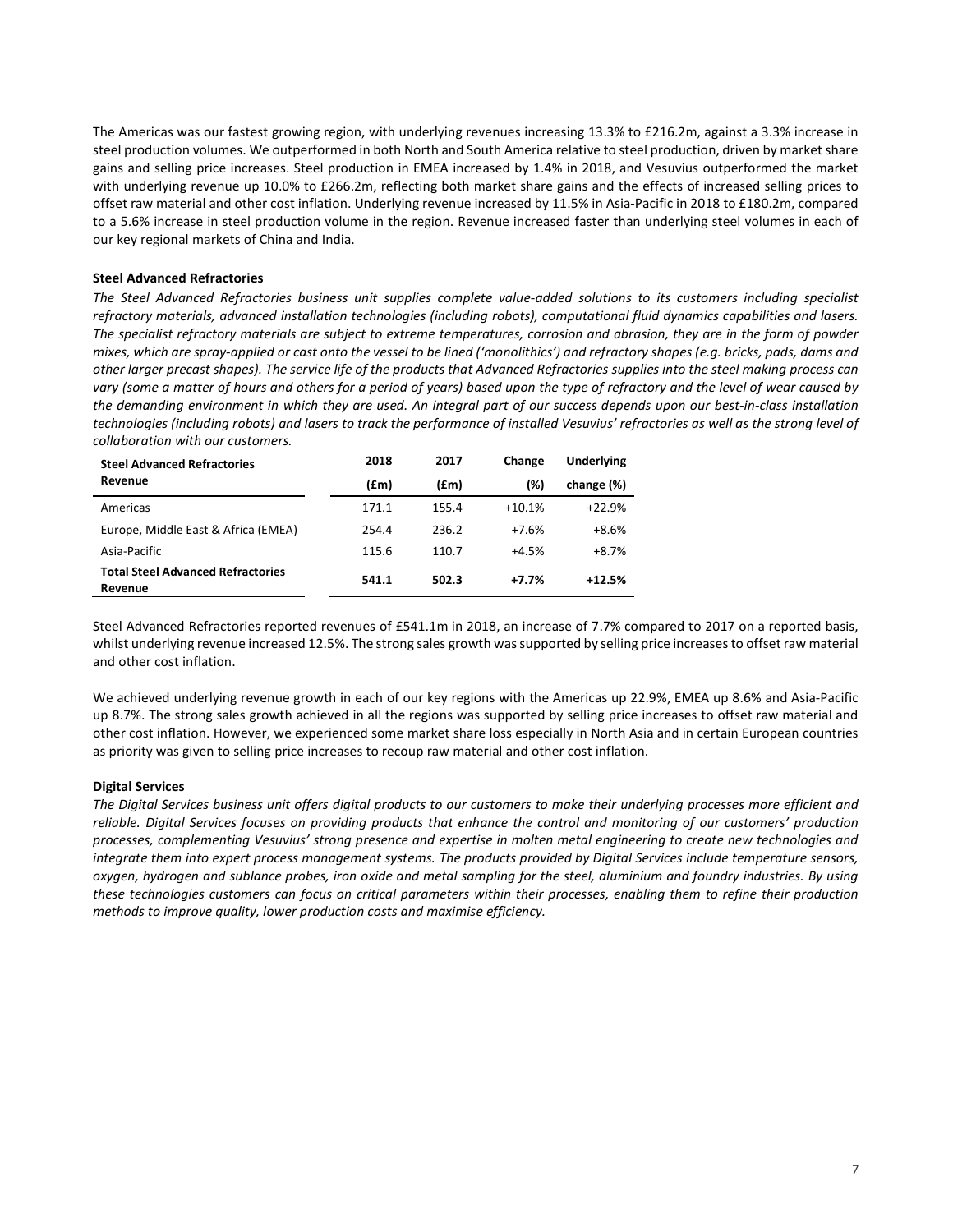The Americas was our fastest growing region, with underlying revenues increasing 13.3% to £216.2m, against a 3.3% increase in steel production volumes. We outperformed in both North and South America relative to steel production, driven by market share gains and selling price increases. Steel production in EMEA increased by 1.4% in 2018, and Vesuvius outperformed the market with underlying revenue up 10.0% to £266.2m, reflecting both market share gains and the effects of increased selling prices to offset raw material and other cost inflation. Underlying revenue increased by 11.5% in Asia-Pacific in 2018 to £180.2m, compared to a 5.6% increase in steel production volume in the region. Revenue increased faster than underlying steel volumes in each of our key regional markets of China and India.

**Steel Advanced Refractories**

*The Steel Advanced Refractories business unit supplies complete value-added solutions to its customers including specialist refractory materials, advanced installation technologies (including robots), computational fluid dynamics capabilities and lasers. The specialist refractory materials are subject to extreme temperatures, corrosion and abrasion, they are in the form of powder mixes, which are spray-applied or cast onto the vessel to be lined ('monolithics') and refractory shapes (e.g. bricks, pads, dams and other larger precast shapes). The service life of the products that Advanced Refractories supplies into the steel making process can vary (some a matter of hours and others for a period of years) based upon the type of refractory and the level of wear caused by the demanding environment in which they are used. An integral part of our success depends upon our best-in-class installation technologies (including robots) and lasers to track the performance of installed Vesuvius' refractories as well as the strong level of collaboration with our customers.*

| Steel Advanced Refractories Revenue | 2018 (£m) | 2017 (£m) | Change (%) | Underlying change (%) |
|---|---|---|---|---|
| Americas | 171.1 | 155.4 | +10.1% | +22.9% |
| Europe, Middle East & Africa (EMEA) | 254.4 | 236.2 | +7.6% | +8.6% |
| Asia-Pacific | 115.6 | 110.7 | +4.5% | +8.7% |
| **Total Steel Advanced Refractories Revenue** | **541.1** | **502.3** | **+7.7%** | **+12.5%** |

Steel Advanced Refractories reported revenues of £541.1m in 2018, an increase of 7.7% compared to 2017 on a reported basis, whilst underlying revenue increased 12.5%. The strong sales growth was supported by selling price increases to offset raw material and other cost inflation.

We achieved underlying revenue growth in each of our key regions with the Americas up 22.9%, EMEA up 8.6% and Asia-Pacific up 8.7%. The strong sales growth achieved in all the regions was supported by selling price increases to offset raw material and other cost inflation. However, we experienced some market share loss especially in North Asia and in certain European countries as priority was given to selling price increases to recoup raw material and other cost inflation.

**Digital Services**

*The Digital Services business unit offers digital products to our customers to make their underlying processes more efficient and reliable. Digital Services focuses on providing products that enhance the control and monitoring of our customers' production processes, complementing Vesuvius' strong presence and expertise in molten metal engineering to create new technologies and integrate them into expert process management systems. The products provided by Digital Services include temperature sensors, oxygen, hydrogen and sublance probes, iron oxide and metal sampling for the steel, aluminium and foundry industries. By using these technologies customers can focus on critical parameters within their processes, enabling them to refine their production methods to improve quality, lower production costs and maximise efficiency.*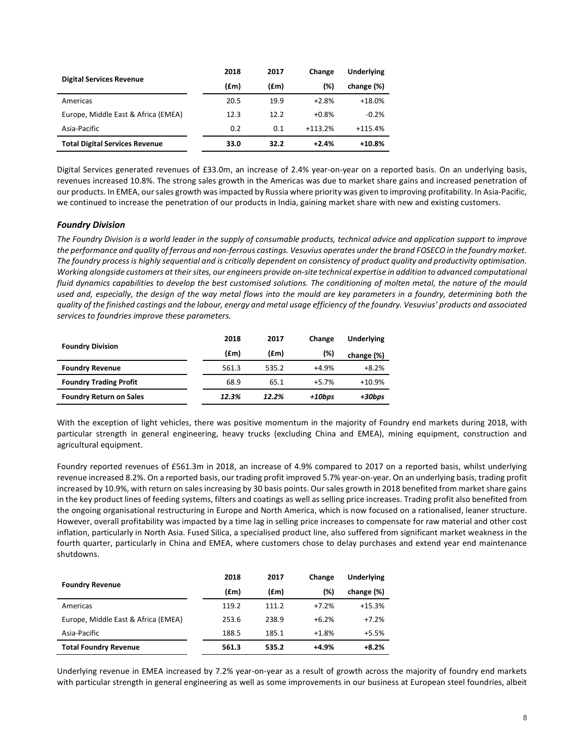| Digital Services Revenue | 2018 (£m) | 2017 (£m) | Change (%) | Underlying change (%) |
| --- | --- | --- | --- | --- |
| Americas | 20.5 | 19.9 | +2.8% | +18.0% |
| Europe, Middle East & Africa (EMEA) | 12.3 | 12.2 | +0.8% | -0.2% |
| Asia-Pacific | 0.2 | 0.1 | +113.2% | +115.4% |
| **Total Digital Services Revenue** | **33.0** | **32.2** | **+2.4%** | **+10.8%** |

Digital Services generated revenues of £33.0m, an increase of 2.4% year-on-year on a reported basis. On an underlying basis, revenues increased 10.8%. The strong sales growth in the Americas was due to market share gains and increased penetration of our products. In EMEA, our sales growth was impacted by Russia where priority was given to improving profitability. In Asia-Pacific, we continued to increase the penetration of our products in India, gaining market share with new and existing customers.

### *Foundry Division*

*The Foundry Division is a world leader in the supply of consumable products, technical advice and application support to improve the performance and quality of ferrous and non-ferrous castings. Vesuvius operates under the brand FOSECO in the foundry market. The foundry process is highly sequential and is critically dependent on consistency of product quality and productivity optimisation. Working alongside customers at their sites, our engineers provide on-site technical expertise in addition to advanced computational fluid dynamics capabilities to develop the best customised solutions. The conditioning of molten metal, the nature of the mould used and, especially, the design of the way metal flows into the mould are key parameters in a foundry, determining both the quality of the finished castings and the labour, energy and metal usage efficiency of the foundry. Vesuvius' products and associated services to foundries improve these parameters.*

| Foundry Division | 2018 (£m) | 2017 (£m) | Change (%) | Underlying change (%) |
| --- | --- | --- | --- | --- |
| **Foundry Revenue** | 561.3 | 535.2 | +4.9% | +8.2% |
| **Foundry Trading Profit** | 68.9 | 65.1 | +5.7% | +10.9% |
| **Foundry Return on Sales** | ***12.3%*** | ***12.2%*** | ***+10bps*** | ***+30bps*** |

With the exception of light vehicles, there was positive momentum in the majority of Foundry end markets during 2018, with particular strength in general engineering, heavy trucks (excluding China and EMEA), mining equipment, construction and agricultural equipment.

Foundry reported revenues of £561.3m in 2018, an increase of 4.9% compared to 2017 on a reported basis, whilst underlying revenue increased 8.2%. On a reported basis, our trading profit improved 5.7% year-on-year. On an underlying basis, trading profit increased by 10.9%, with return on sales increasing by 30 basis points. Our sales growth in 2018 benefited from market share gains in the key product lines of feeding systems, filters and coatings as well as selling price increases. Trading profit also benefited from the ongoing organisational restructuring in Europe and North America, which is now focused on a rationalised, leaner structure. However, overall profitability was impacted by a time lag in selling price increases to compensate for raw material and other cost inflation, particularly in North Asia. Fused Silica, a specialised product line, also suffered from significant market weakness in the fourth quarter, particularly in China and EMEA, where customers chose to delay purchases and extend year end maintenance shutdowns.

| Foundry Revenue | 2018 (£m) | 2017 (£m) | Change (%) | Underlying change (%) |
| --- | --- | --- | --- | --- |
| Americas | 119.2 | 111.2 | +7.2% | +15.3% |
| Europe, Middle East & Africa (EMEA) | 253.6 | 238.9 | +6.2% | +7.2% |
| Asia-Pacific | 188.5 | 185.1 | +1.8% | +5.5% |
| **Total Foundry Revenue** | **561.3** | **535.2** | **+4.9%** | **+8.2%** |

Underlying revenue in EMEA increased by 7.2% year-on-year as a result of growth across the majority of foundry end markets with particular strength in general engineering as well as some improvements in our business at European steel foundries, albeit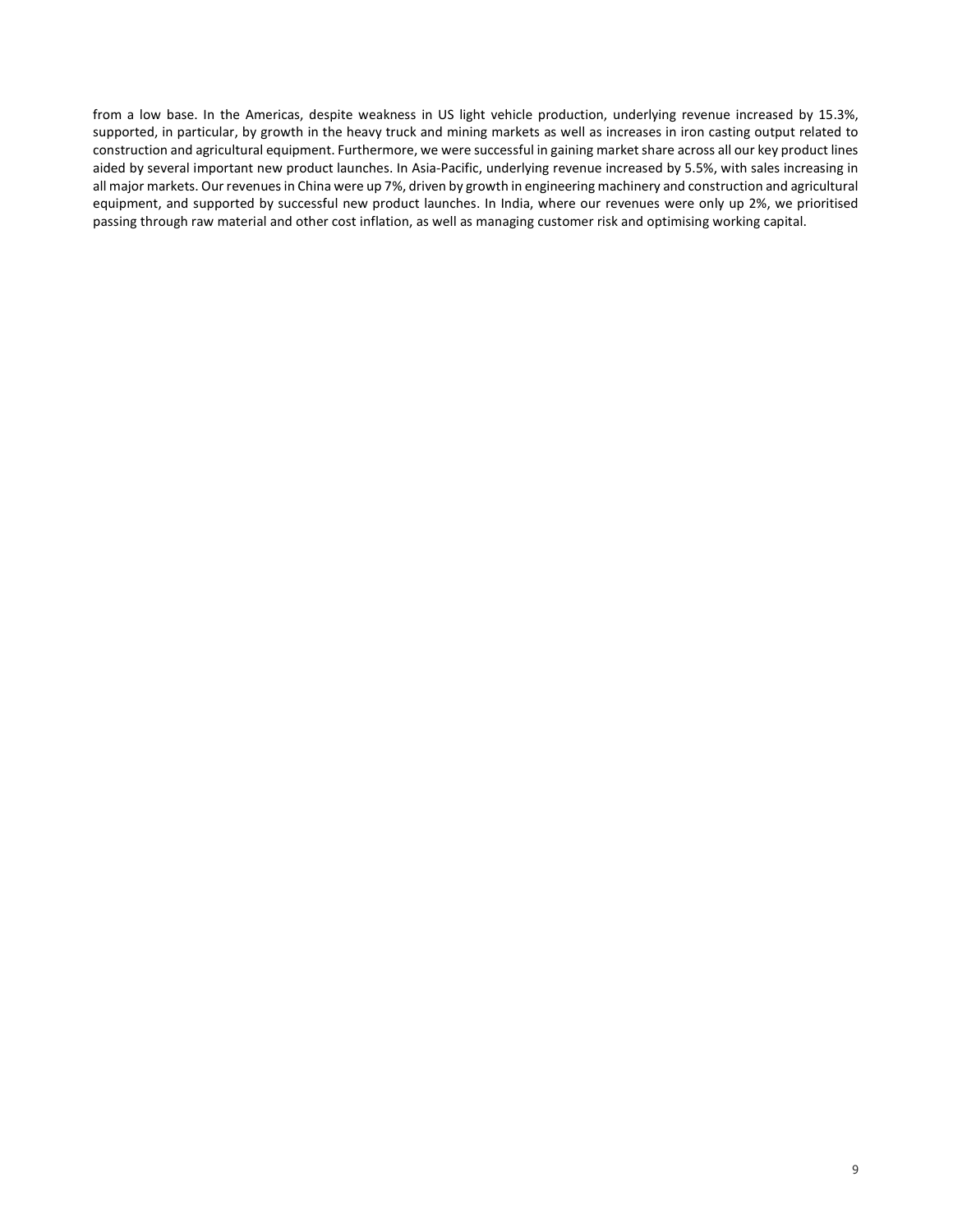from a low base. In the Americas, despite weakness in US light vehicle production, underlying revenue increased by 15.3%, supported, in particular, by growth in the heavy truck and mining markets as well as increases in iron casting output related to construction and agricultural equipment. Furthermore, we were successful in gaining market share across all our key product lines aided by several important new product launches. In Asia-Pacific, underlying revenue increased by 5.5%, with sales increasing in all major markets. Our revenues in China were up 7%, driven by growth in engineering machinery and construction and agricultural equipment, and supported by successful new product launches. In India, where our revenues were only up 2%, we prioritised passing through raw material and other cost inflation, as well as managing customer risk and optimising working capital.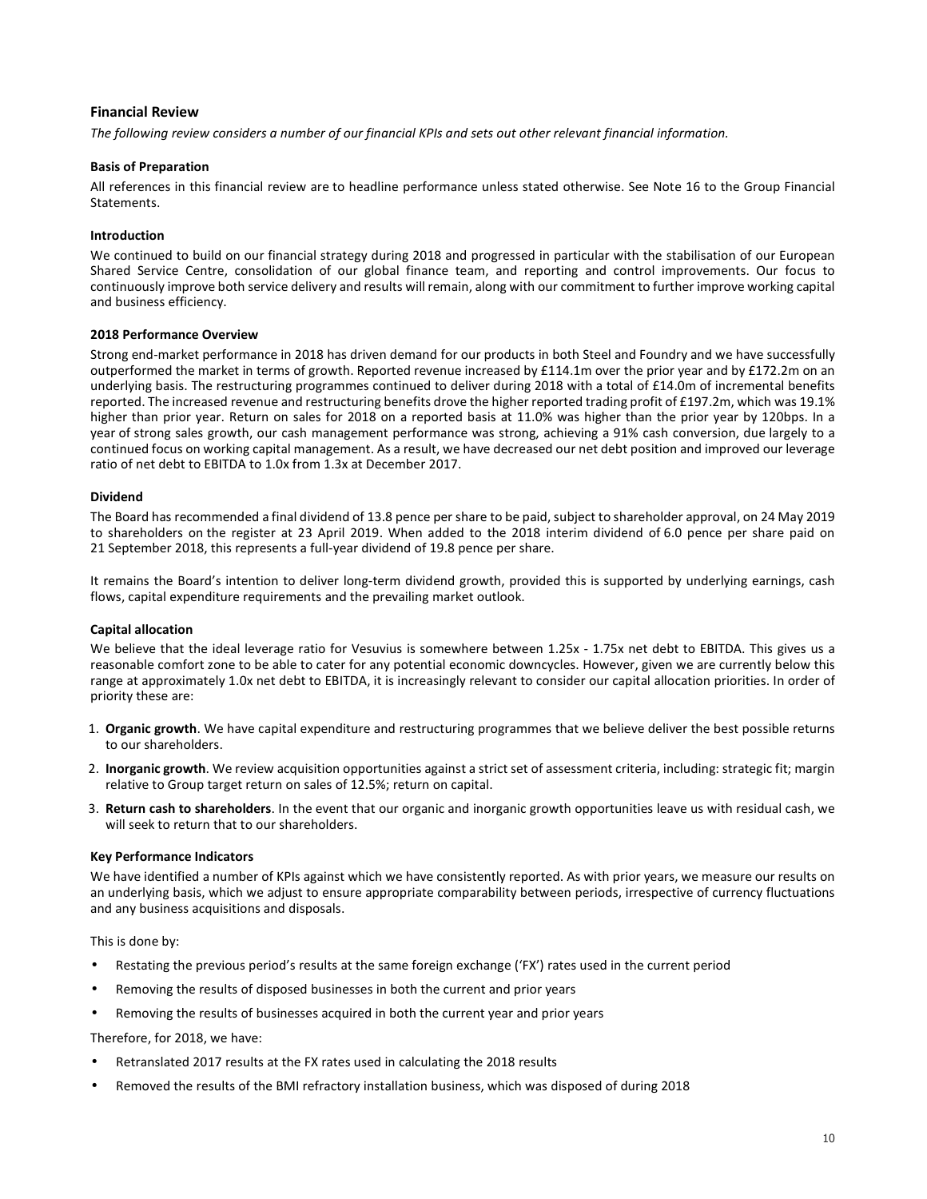## Financial Review

*The following review considers a number of our financial KPIs and sets out other relevant financial information.*

### Basis of Preparation

All references in this financial review are to headline performance unless stated otherwise. See Note 16 to the Group Financial Statements.

### Introduction

We continued to build on our financial strategy during 2018 and progressed in particular with the stabilisation of our European Shared Service Centre, consolidation of our global finance team, and reporting and control improvements. Our focus to continuously improve both service delivery and results will remain, along with our commitment to further improve working capital and business efficiency.

### 2018 Performance Overview

Strong end-market performance in 2018 has driven demand for our products in both Steel and Foundry and we have successfully outperformed the market in terms of growth. Reported revenue increased by £114.1m over the prior year and by £172.2m on an underlying basis. The restructuring programmes continued to deliver during 2018 with a total of £14.0m of incremental benefits reported. The increased revenue and restructuring benefits drove the higher reported trading profit of £197.2m, which was 19.1% higher than prior year. Return on sales for 2018 on a reported basis at 11.0% was higher than the prior year by 120bps. In a year of strong sales growth, our cash management performance was strong, achieving a 91% cash conversion, due largely to a continued focus on working capital management. As a result, we have decreased our net debt position and improved our leverage ratio of net debt to EBITDA to 1.0x from 1.3x at December 2017.

### Dividend

The Board has recommended a final dividend of 13.8 pence per share to be paid, subject to shareholder approval, on 24 May 2019 to shareholders on the register at 23 April 2019. When added to the 2018 interim dividend of 6.0 pence per share paid on 21 September 2018, this represents a full-year dividend of 19.8 pence per share.

It remains the Board's intention to deliver long-term dividend growth, provided this is supported by underlying earnings, cash flows, capital expenditure requirements and the prevailing market outlook.

### Capital allocation

We believe that the ideal leverage ratio for Vesuvius is somewhere between 1.25x - 1.75x net debt to EBITDA. This gives us a reasonable comfort zone to be able to cater for any potential economic downcycles. However, given we are currently below this range at approximately 1.0x net debt to EBITDA, it is increasingly relevant to consider our capital allocation priorities. In order of priority these are:

1. **Organic growth**. We have capital expenditure and restructuring programmes that we believe deliver the best possible returns to our shareholders.
2. **Inorganic growth**. We review acquisition opportunities against a strict set of assessment criteria, including: strategic fit; margin relative to Group target return on sales of 12.5%; return on capital.
3. **Return cash to shareholders**. In the event that our organic and inorganic growth opportunities leave us with residual cash, we will seek to return that to our shareholders.

### Key Performance Indicators

We have identified a number of KPIs against which we have consistently reported. As with prior years, we measure our results on an underlying basis, which we adjust to ensure appropriate comparability between periods, irrespective of currency fluctuations and any business acquisitions and disposals.

This is done by:

- Restating the previous period's results at the same foreign exchange ('FX') rates used in the current period
- Removing the results of disposed businesses in both the current and prior years
- Removing the results of businesses acquired in both the current year and prior years

Therefore, for 2018, we have:

- Retranslated 2017 results at the FX rates used in calculating the 2018 results
- Removed the results of the BMI refractory installation business, which was disposed of during 2018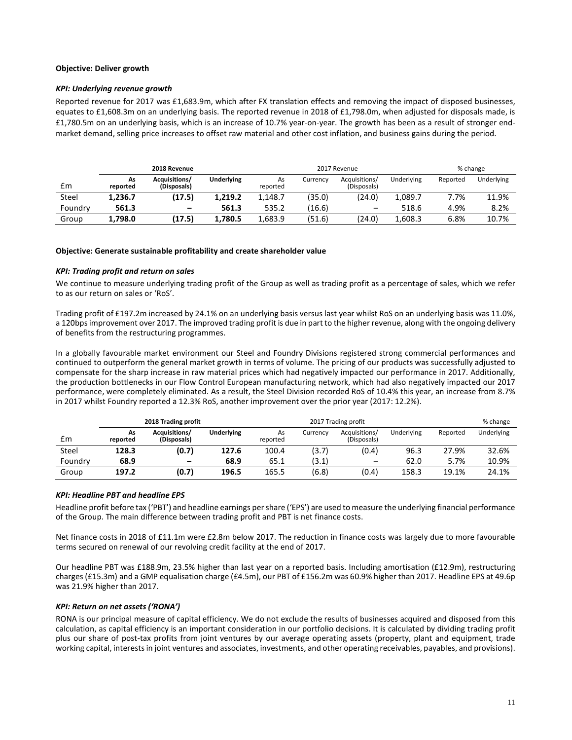**Objective: Deliver growth**

***KPI: Underlying revenue growth***

Reported revenue for 2017 was £1,683.9m, which after FX translation effects and removing the impact of disposed businesses, equates to £1,608.3m on an underlying basis. The reported revenue in 2018 of £1,798.0m, when adjusted for disposals made, is £1,780.5m on an underlying basis, which is an increase of 10.7% year-on-year. The growth has been as a result of stronger end-market demand, selling price increases to offset raw material and other cost inflation, and business gains during the period.

| | **2018 Revenue** | | | 2017 Revenue | | | | % change | |
|---|---|---|---|---|---|---|---|---|---|
| £m | **As reported** | **Acquisitions/ (Disposals)** | **Underlying** | As reported | Currency | Acquisitions/ (Disposals) | Underlying | Reported | Underlying |
| Steel | **1,236.7** | **(17.5)** | **1,219.2** | 1,148.7 | (35.0) | (24.0) | 1,089.7 | 7.7% | 11.9% |
| Foundry | **561.3** | **–** | **561.3** | 535.2 | (16.6) | – | 518.6 | 4.9% | 8.2% |
| Group | **1,798.0** | **(17.5)** | **1,780.5** | 1,683.9 | (51.6) | (24.0) | 1,608.3 | 6.8% | 10.7% |

**Objective: Generate sustainable profitability and create shareholder value**

***KPI: Trading profit and return on sales***

We continue to measure underlying trading profit of the Group as well as trading profit as a percentage of sales, which we refer to as our return on sales or 'RoS'.

Trading profit of £197.2m increased by 24.1% on an underlying basis versus last year whilst RoS on an underlying basis was 11.0%, a 120bps improvement over 2017. The improved trading profit is due in part to the higher revenue, along with the ongoing delivery of benefits from the restructuring programmes.

In a globally favourable market environment our Steel and Foundry Divisions registered strong commercial performances and continued to outperform the general market growth in terms of volume. The pricing of our products was successfully adjusted to compensate for the sharp increase in raw material prices which had negatively impacted our performance in 2017. Additionally, the production bottlenecks in our Flow Control European manufacturing network, which had also negatively impacted our 2017 performance, were completely eliminated. As a result, the Steel Division recorded RoS of 10.4% this year, an increase from 8.7% in 2017 whilst Foundry reported a 12.3% RoS, another improvement over the prior year (2017: 12.2%).

| | **2018 Trading profit** | | | 2017 Trading profit | | | | % change | |
|---|---|---|---|---|---|---|---|---|---|
| £m | **As reported** | **Acquisitions/ (Disposals)** | **Underlying** | As reported | Currency | Acquisitions/ (Disposals) | Underlying | Reported | Underlying |
| Steel | **128.3** | **(0.7)** | **127.6** | 100.4 | (3.7) | (0.4) | 96.3 | 27.9% | 32.6% |
| Foundry | **68.9** | **–** | **68.9** | 65.1 | (3.1) | – | 62.0 | 5.7% | 10.9% |
| Group | **197.2** | **(0.7)** | **196.5** | 165.5 | (6.8) | (0.4) | 158.3 | 19.1% | 24.1% |

***KPI: Headline PBT and headline EPS***

Headline profit before tax ('PBT') and headline earnings per share ('EPS') are used to measure the underlying financial performance of the Group. The main difference between trading profit and PBT is net finance costs.

Net finance costs in 2018 of £11.1m were £2.8m below 2017. The reduction in finance costs was largely due to more favourable terms secured on renewal of our revolving credit facility at the end of 2017.

Our headline PBT was £188.9m, 23.5% higher than last year on a reported basis. Including amortisation (£12.9m), restructuring charges (£15.3m) and a GMP equalisation charge (£4.5m), our PBT of £156.2m was 60.9% higher than 2017. Headline EPS at 49.6p was 21.9% higher than 2017.

***KPI: Return on net assets ('RONA')***

RONA is our principal measure of capital efficiency. We do not exclude the results of businesses acquired and disposed from this calculation, as capital efficiency is an important consideration in our portfolio decisions. It is calculated by dividing trading profit plus our share of post-tax profits from joint ventures by our average operating assets (property, plant and equipment, trade working capital, interests in joint ventures and associates, investments, and other operating receivables, payables, and provisions).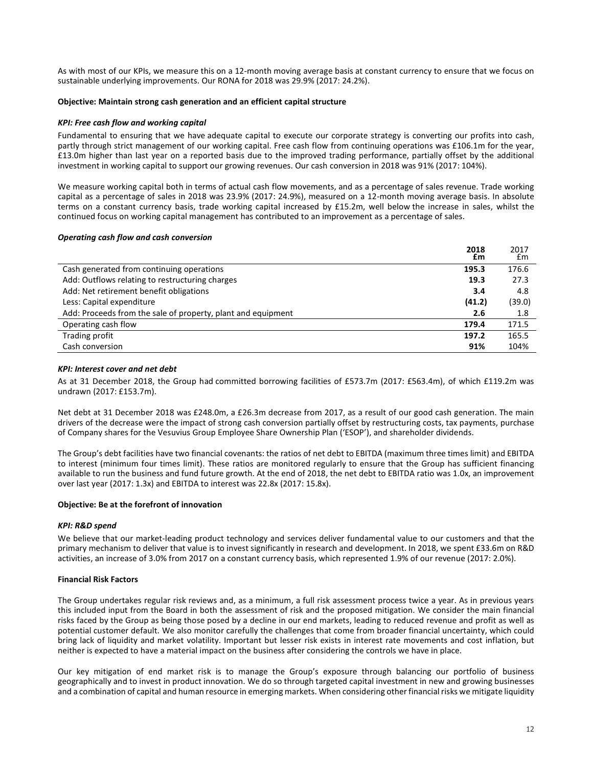As with most of our KPIs, we measure this on a 12-month moving average basis at constant currency to ensure that we focus on sustainable underlying improvements. Our RONA for 2018 was 29.9% (2017: 24.2%).

**Objective: Maintain strong cash generation and an efficient capital structure**

***KPI: Free cash flow and working capital***

Fundamental to ensuring that we have adequate capital to execute our corporate strategy is converting our profits into cash, partly through strict management of our working capital. Free cash flow from continuing operations was £106.1m for the year, £13.0m higher than last year on a reported basis due to the improved trading performance, partially offset by the additional investment in working capital to support our growing revenues. Our cash conversion in 2018 was 91% (2017: 104%).

We measure working capital both in terms of actual cash flow movements, and as a percentage of sales revenue. Trade working capital as a percentage of sales in 2018 was 23.9% (2017: 24.9%), measured on a 12-month moving average basis. In absolute terms on a constant currency basis, trade working capital increased by £15.2m, well below the increase in sales, whilst the continued focus on working capital management has contributed to an improvement as a percentage of sales.

***Operating cash flow and cash conversion***

| | **2018 £m** | 2017 £m |
|---|---|---|
| Cash generated from continuing operations | **195.3** | 176.6 |
| Add: Outflows relating to restructuring charges | **19.3** | 27.3 |
| Add: Net retirement benefit obligations | **3.4** | 4.8 |
| Less: Capital expenditure | **(41.2)** | (39.0) |
| Add: Proceeds from the sale of property, plant and equipment | **2.6** | 1.8 |
| Operating cash flow | **179.4** | 171.5 |
| Trading profit | **197.2** | 165.5 |
| Cash conversion | **91%** | 104% |

***KPI: Interest cover and net debt***

As at 31 December 2018, the Group had committed borrowing facilities of £573.7m (2017: £563.4m), of which £119.2m was undrawn (2017: £153.7m).

Net debt at 31 December 2018 was £248.0m, a £26.3m decrease from 2017, as a result of our good cash generation. The main drivers of the decrease were the impact of strong cash conversion partially offset by restructuring costs, tax payments, purchase of Company shares for the Vesuvius Group Employee Share Ownership Plan ('ESOP'), and shareholder dividends.

The Group's debt facilities have two financial covenants: the ratios of net debt to EBITDA (maximum three times limit) and EBITDA to interest (minimum four times limit). These ratios are monitored regularly to ensure that the Group has sufficient financing available to run the business and fund future growth. At the end of 2018, the net debt to EBITDA ratio was 1.0x, an improvement over last year (2017: 1.3x) and EBITDA to interest was 22.8x (2017: 15.8x).

**Objective: Be at the forefront of innovation**

***KPI: R&D spend***

We believe that our market-leading product technology and services deliver fundamental value to our customers and that the primary mechanism to deliver that value is to invest significantly in research and development. In 2018, we spent £33.6m on R&D activities, an increase of 3.0% from 2017 on a constant currency basis, which represented 1.9% of our revenue (2017: 2.0%).

**Financial Risk Factors**

The Group undertakes regular risk reviews and, as a minimum, a full risk assessment process twice a year. As in previous years this included input from the Board in both the assessment of risk and the proposed mitigation. We consider the main financial risks faced by the Group as being those posed by a decline in our end markets, leading to reduced revenue and profit as well as potential customer default. We also monitor carefully the challenges that come from broader financial uncertainty, which could bring lack of liquidity and market volatility. Important but lesser risk exists in interest rate movements and cost inflation, but neither is expected to have a material impact on the business after considering the controls we have in place.

Our key mitigation of end market risk is to manage the Group's exposure through balancing our portfolio of business geographically and to invest in product innovation. We do so through targeted capital investment in new and growing businesses and a combination of capital and human resource in emerging markets. When considering other financial risks we mitigate liquidity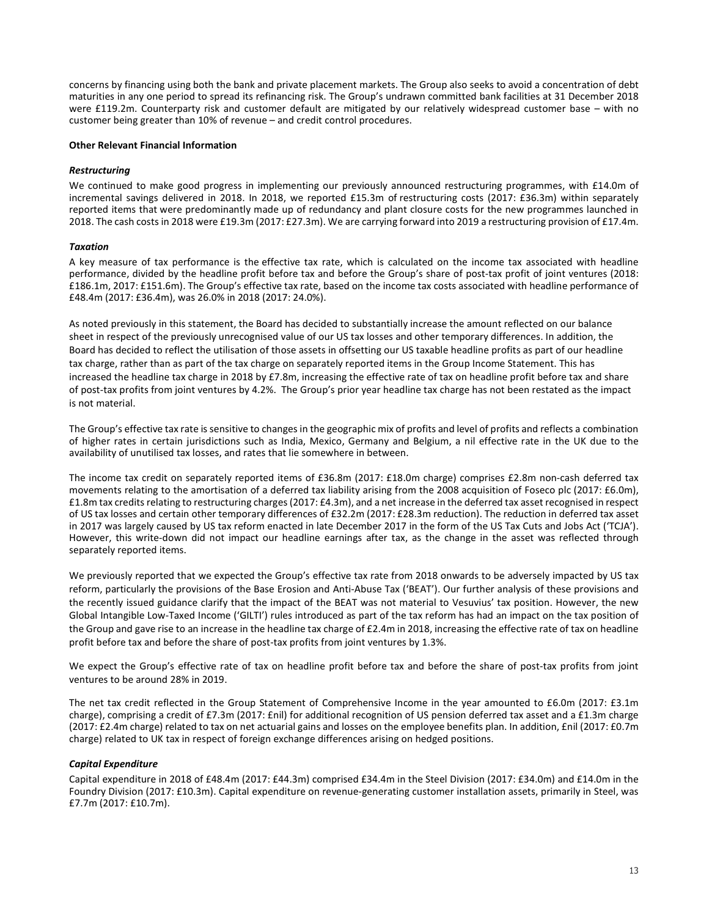concerns by financing using both the bank and private placement markets. The Group also seeks to avoid a concentration of debt maturities in any one period to spread its refinancing risk. The Group's undrawn committed bank facilities at 31 December 2018 were £119.2m. Counterparty risk and customer default are mitigated by our relatively widespread customer base – with no customer being greater than 10% of revenue – and credit control procedures.

**Other Relevant Financial Information**

***Restructuring***

We continued to make good progress in implementing our previously announced restructuring programmes, with £14.0m of incremental savings delivered in 2018. In 2018, we reported £15.3m of restructuring costs (2017: £36.3m) within separately reported items that were predominantly made up of redundancy and plant closure costs for the new programmes launched in 2018. The cash costs in 2018 were £19.3m (2017: £27.3m). We are carrying forward into 2019 a restructuring provision of £17.4m.

***Taxation***

A key measure of tax performance is the effective tax rate, which is calculated on the income tax associated with headline performance, divided by the headline profit before tax and before the Group's share of post-tax profit of joint ventures (2018: £186.1m, 2017: £151.6m). The Group's effective tax rate, based on the income tax costs associated with headline performance of £48.4m (2017: £36.4m), was 26.0% in 2018 (2017: 24.0%).

As noted previously in this statement, the Board has decided to substantially increase the amount reflected on our balance sheet in respect of the previously unrecognised value of our US tax losses and other temporary differences. In addition, the Board has decided to reflect the utilisation of those assets in offsetting our US taxable headline profits as part of our headline tax charge, rather than as part of the tax charge on separately reported items in the Group Income Statement. This has increased the headline tax charge in 2018 by £7.8m, increasing the effective rate of tax on headline profit before tax and share of post-tax profits from joint ventures by 4.2%. The Group's prior year headline tax charge has not been restated as the impact is not material.

The Group's effective tax rate is sensitive to changes in the geographic mix of profits and level of profits and reflects a combination of higher rates in certain jurisdictions such as India, Mexico, Germany and Belgium, a nil effective rate in the UK due to the availability of unutilised tax losses, and rates that lie somewhere in between.

The income tax credit on separately reported items of £36.8m (2017: £18.0m charge) comprises £2.8m non-cash deferred tax movements relating to the amortisation of a deferred tax liability arising from the 2008 acquisition of Foseco plc (2017: £6.0m), £1.8m tax credits relating to restructuring charges (2017: £4.3m), and a net increase in the deferred tax asset recognised in respect of US tax losses and certain other temporary differences of £32.2m (2017: £28.3m reduction). The reduction in deferred tax asset in 2017 was largely caused by US tax reform enacted in late December 2017 in the form of the US Tax Cuts and Jobs Act ('TCJA'). However, this write-down did not impact our headline earnings after tax, as the change in the asset was reflected through separately reported items.

We previously reported that we expected the Group's effective tax rate from 2018 onwards to be adversely impacted by US tax reform, particularly the provisions of the Base Erosion and Anti-Abuse Tax ('BEAT'). Our further analysis of these provisions and the recently issued guidance clarify that the impact of the BEAT was not material to Vesuvius' tax position. However, the new Global Intangible Low-Taxed Income ('GILTI') rules introduced as part of the tax reform has had an impact on the tax position of the Group and gave rise to an increase in the headline tax charge of £2.4m in 2018, increasing the effective rate of tax on headline profit before tax and before the share of post-tax profits from joint ventures by 1.3%.

We expect the Group's effective rate of tax on headline profit before tax and before the share of post-tax profits from joint ventures to be around 28% in 2019.

The net tax credit reflected in the Group Statement of Comprehensive Income in the year amounted to £6.0m (2017: £3.1m charge), comprising a credit of £7.3m (2017: £nil) for additional recognition of US pension deferred tax asset and a £1.3m charge (2017: £2.4m charge) related to tax on net actuarial gains and losses on the employee benefits plan. In addition, £nil (2017: £0.7m charge) related to UK tax in respect of foreign exchange differences arising on hedged positions.

***Capital Expenditure***

Capital expenditure in 2018 of £48.4m (2017: £44.3m) comprised £34.4m in the Steel Division (2017: £34.0m) and £14.0m in the Foundry Division (2017: £10.3m). Capital expenditure on revenue-generating customer installation assets, primarily in Steel, was £7.7m (2017: £10.7m).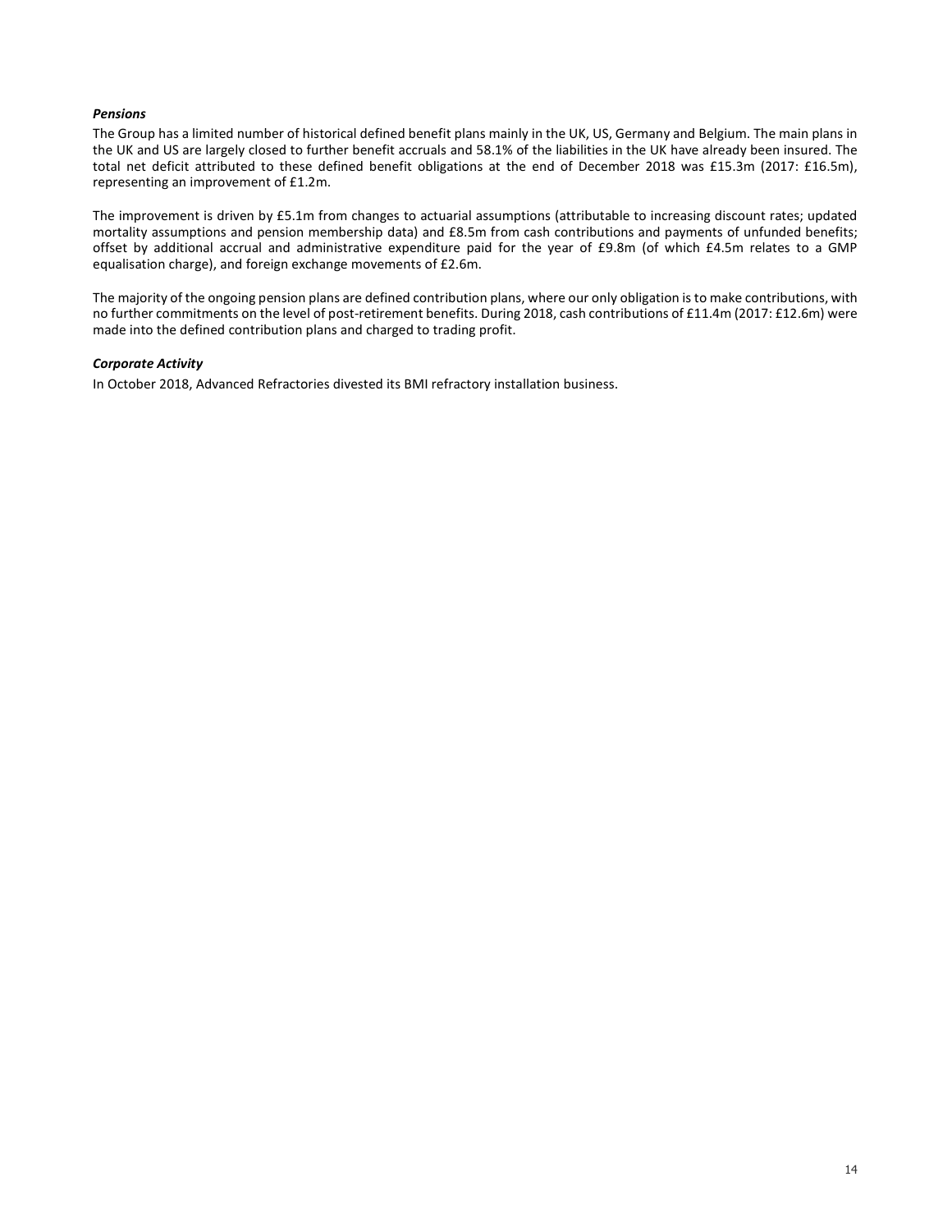### *Pensions*

The Group has a limited number of historical defined benefit plans mainly in the UK, US, Germany and Belgium. The main plans in the UK and US are largely closed to further benefit accruals and 58.1% of the liabilities in the UK have already been insured. The total net deficit attributed to these defined benefit obligations at the end of December 2018 was £15.3m (2017: £16.5m), representing an improvement of £1.2m.

The improvement is driven by £5.1m from changes to actuarial assumptions (attributable to increasing discount rates; updated mortality assumptions and pension membership data) and £8.5m from cash contributions and payments of unfunded benefits; offset by additional accrual and administrative expenditure paid for the year of £9.8m (of which £4.5m relates to a GMP equalisation charge), and foreign exchange movements of £2.6m.

The majority of the ongoing pension plans are defined contribution plans, where our only obligation is to make contributions, with no further commitments on the level of post-retirement benefits. During 2018, cash contributions of £11.4m (2017: £12.6m) were made into the defined contribution plans and charged to trading profit.

### *Corporate Activity*

In October 2018, Advanced Refractories divested its BMI refractory installation business.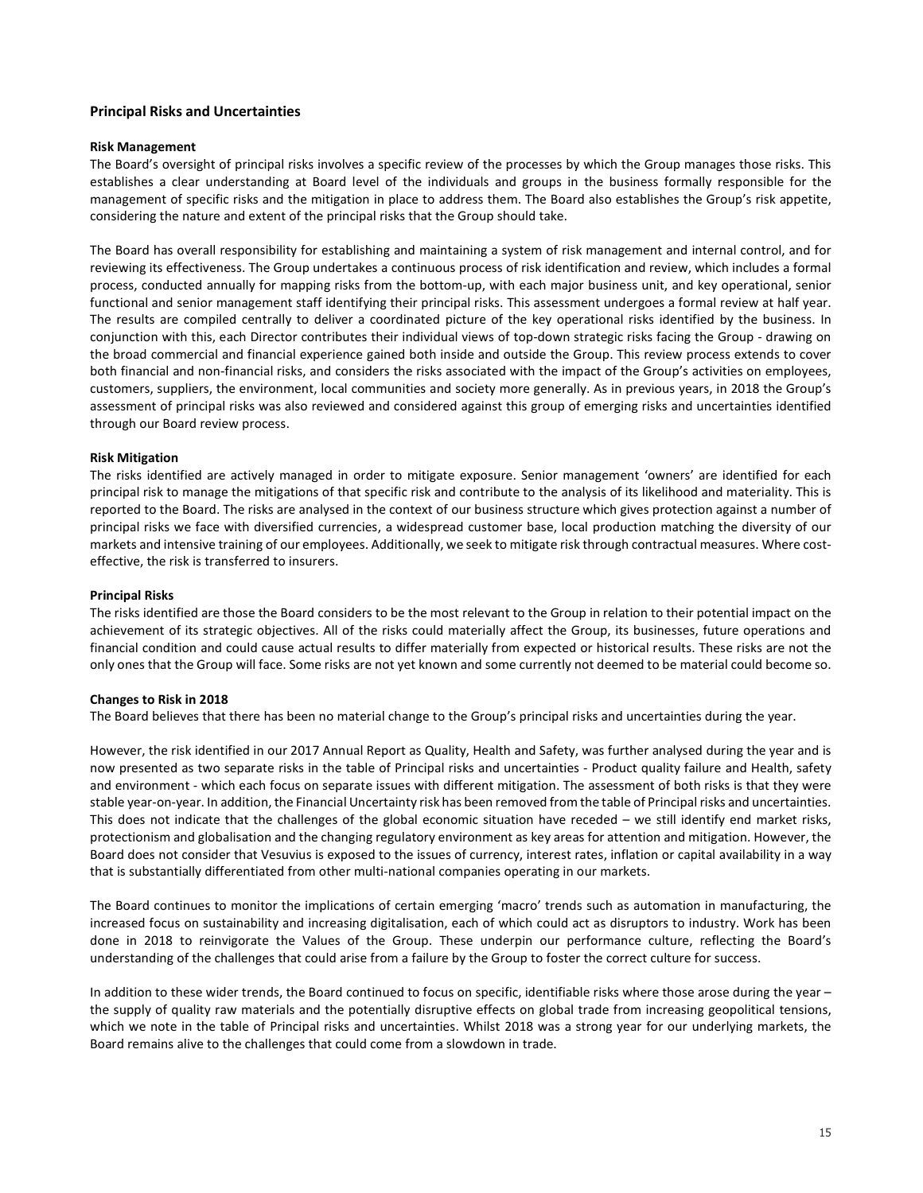## Principal Risks and Uncertainties

### Risk Management

The Board's oversight of principal risks involves a specific review of the processes by which the Group manages those risks. This establishes a clear understanding at Board level of the individuals and groups in the business formally responsible for the management of specific risks and the mitigation in place to address them. The Board also establishes the Group's risk appetite, considering the nature and extent of the principal risks that the Group should take.

The Board has overall responsibility for establishing and maintaining a system of risk management and internal control, and for reviewing its effectiveness. The Group undertakes a continuous process of risk identification and review, which includes a formal process, conducted annually for mapping risks from the bottom-up, with each major business unit, and key operational, senior functional and senior management staff identifying their principal risks. This assessment undergoes a formal review at half year. The results are compiled centrally to deliver a coordinated picture of the key operational risks identified by the business. In conjunction with this, each Director contributes their individual views of top-down strategic risks facing the Group - drawing on the broad commercial and financial experience gained both inside and outside the Group. This review process extends to cover both financial and non-financial risks, and considers the risks associated with the impact of the Group's activities on employees, customers, suppliers, the environment, local communities and society more generally. As in previous years, in 2018 the Group's assessment of principal risks was also reviewed and considered against this group of emerging risks and uncertainties identified through our Board review process.

### Risk Mitigation

The risks identified are actively managed in order to mitigate exposure. Senior management 'owners' are identified for each principal risk to manage the mitigations of that specific risk and contribute to the analysis of its likelihood and materiality. This is reported to the Board. The risks are analysed in the context of our business structure which gives protection against a number of principal risks we face with diversified currencies, a widespread customer base, local production matching the diversity of our markets and intensive training of our employees. Additionally, we seek to mitigate risk through contractual measures. Where cost-effective, the risk is transferred to insurers.

### Principal Risks

The risks identified are those the Board considers to be the most relevant to the Group in relation to their potential impact on the achievement of its strategic objectives. All of the risks could materially affect the Group, its businesses, future operations and financial condition and could cause actual results to differ materially from expected or historical results. These risks are not the only ones that the Group will face. Some risks are not yet known and some currently not deemed to be material could become so.

### Changes to Risk in 2018

The Board believes that there has been no material change to the Group's principal risks and uncertainties during the year.

However, the risk identified in our 2017 Annual Report as Quality, Health and Safety, was further analysed during the year and is now presented as two separate risks in the table of Principal risks and uncertainties - Product quality failure and Health, safety and environment - which each focus on separate issues with different mitigation. The assessment of both risks is that they were stable year-on-year. In addition, the Financial Uncertainty risk has been removed from the table of Principal risks and uncertainties. This does not indicate that the challenges of the global economic situation have receded – we still identify end market risks, protectionism and globalisation and the changing regulatory environment as key areas for attention and mitigation. However, the Board does not consider that Vesuvius is exposed to the issues of currency, interest rates, inflation or capital availability in a way that is substantially differentiated from other multi-national companies operating in our markets.

The Board continues to monitor the implications of certain emerging 'macro' trends such as automation in manufacturing, the increased focus on sustainability and increasing digitalisation, each of which could act as disruptors to industry. Work has been done in 2018 to reinvigorate the Values of the Group. These underpin our performance culture, reflecting the Board's understanding of the challenges that could arise from a failure by the Group to foster the correct culture for success.

In addition to these wider trends, the Board continued to focus on specific, identifiable risks where those arose during the year – the supply of quality raw materials and the potentially disruptive effects on global trade from increasing geopolitical tensions, which we note in the table of Principal risks and uncertainties. Whilst 2018 was a strong year for our underlying markets, the Board remains alive to the challenges that could come from a slowdown in trade.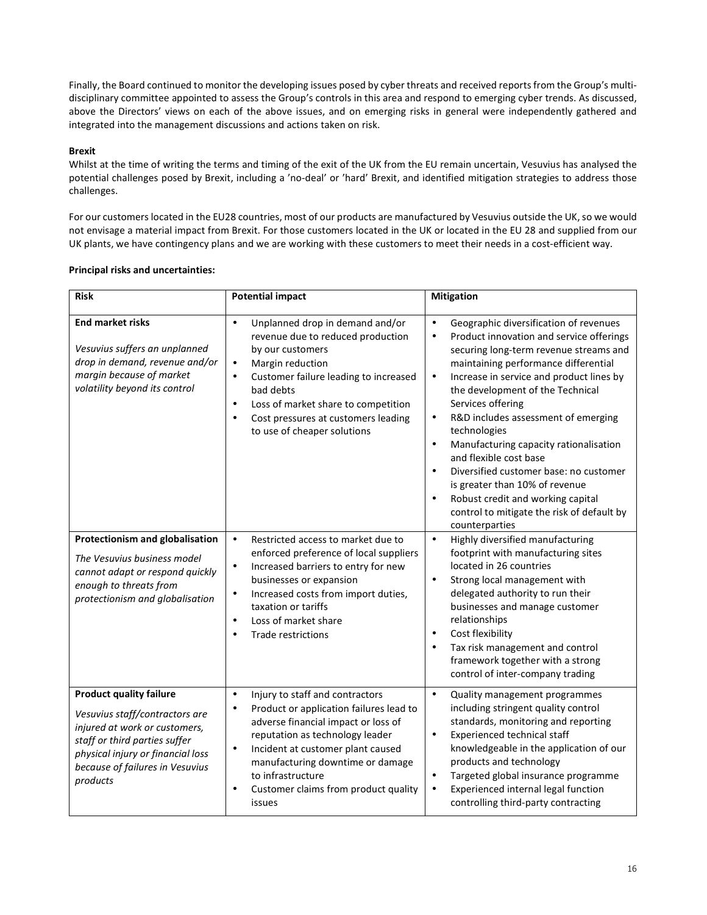Finally, the Board continued to monitor the developing issues posed by cyber threats and received reports from the Group's multi-disciplinary committee appointed to assess the Group's controls in this area and respond to emerging cyber trends. As discussed, above the Directors' views on each of the above issues, and on emerging risks in general were independently gathered and integrated into the management discussions and actions taken on risk.

**Brexit**

Whilst at the time of writing the terms and timing of the exit of the UK from the EU remain uncertain, Vesuvius has analysed the potential challenges posed by Brexit, including a 'no-deal' or 'hard' Brexit, and identified mitigation strategies to address those challenges.

For our customers located in the EU28 countries, most of our products are manufactured by Vesuvius outside the UK, so we would not envisage a material impact from Brexit. For those customers located in the UK or located in the EU 28 and supplied from our UK plants, we have contingency plans and we are working with these customers to meet their needs in a cost-efficient way.

**Principal risks and uncertainties:**

| Risk | Potential impact | Mitigation |
|---|---|---|
| **End market risks**<br>*Vesuvius suffers an unplanned drop in demand, revenue and/or margin because of market volatility beyond its control* | • Unplanned drop in demand and/or revenue due to reduced production by our customers<br>• Margin reduction<br>• Customer failure leading to increased bad debts<br>• Loss of market share to competition<br>• Cost pressures at customers leading to use of cheaper solutions | • Geographic diversification of revenues<br>• Product innovation and service offerings securing long-term revenue streams and maintaining performance differential<br>• Increase in service and product lines by the development of the Technical Services offering<br>• R&D includes assessment of emerging technologies<br>• Manufacturing capacity rationalisation and flexible cost base<br>• Diversified customer base: no customer is greater than 10% of revenue<br>• Robust credit and working capital control to mitigate the risk of default by counterparties |
| **Protectionism and globalisation**<br>*The Vesuvius business model cannot adapt or respond quickly enough to threats from protectionism and globalisation* | • Restricted access to market due to enforced preference of local suppliers<br>• Increased barriers to entry for new businesses or expansion<br>• Increased costs from import duties, taxation or tariffs<br>• Loss of market share<br>• Trade restrictions | • Highly diversified manufacturing footprint with manufacturing sites located in 26 countries<br>• Strong local management with delegated authority to run their businesses and manage customer relationships<br>• Cost flexibility<br>• Tax risk management and control framework together with a strong control of inter-company trading |
| **Product quality failure**<br>*Vesuvius staff/contractors are injured at work or customers, staff or third parties suffer physical injury or financial loss because of failures in Vesuvius products* | • Injury to staff and contractors<br>• Product or application failures lead to adverse financial impact or loss of reputation as technology leader<br>• Incident at customer plant caused manufacturing downtime or damage to infrastructure<br>• Customer claims from product quality issues | • Quality management programmes including stringent quality control standards, monitoring and reporting<br>• Experienced technical staff knowledgeable in the application of our products and technology<br>• Targeted global insurance programme<br>• Experienced internal legal function controlling third-party contracting |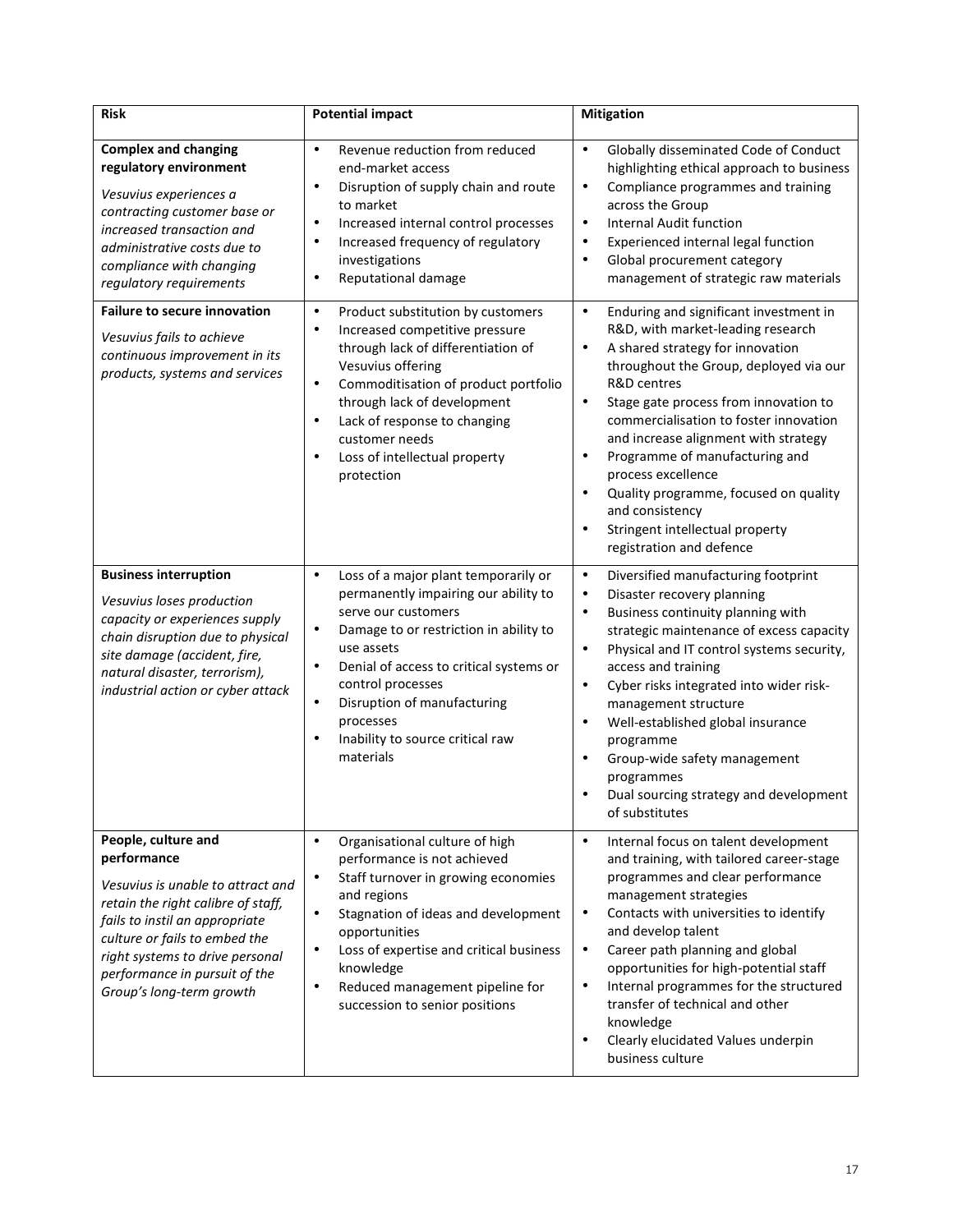| Risk | Potential impact | Mitigation |
|---|---|---|
| **Complex and changing regulatory environment**<br><br>*Vesuvius experiences a contracting customer base or increased transaction and administrative costs due to compliance with changing regulatory requirements* | • Revenue reduction from reduced end-market access<br>• Disruption of supply chain and route to market<br>• Increased internal control processes<br>• Increased frequency of regulatory investigations<br>• Reputational damage | • Globally disseminated Code of Conduct highlighting ethical approach to business<br>• Compliance programmes and training across the Group<br>• Internal Audit function<br>• Experienced internal legal function<br>• Global procurement category management of strategic raw materials |
| **Failure to secure innovation**<br><br>*Vesuvius fails to achieve continuous improvement in its products, systems and services* | • Product substitution by customers<br>• Increased competitive pressure through lack of differentiation of Vesuvius offering<br>• Commoditisation of product portfolio through lack of development<br>• Lack of response to changing customer needs<br>• Loss of intellectual property protection | • Enduring and significant investment in R&D, with market-leading research<br>• A shared strategy for innovation throughout the Group, deployed via our R&D centres<br>• Stage gate process from innovation to commercialisation to foster innovation and increase alignment with strategy<br>• Programme of manufacturing and process excellence<br>• Quality programme, focused on quality and consistency<br>• Stringent intellectual property registration and defence |
| **Business interruption**<br><br>*Vesuvius loses production capacity or experiences supply chain disruption due to physical site damage (accident, fire, natural disaster, terrorism), industrial action or cyber attack* | • Loss of a major plant temporarily or permanently impairing our ability to serve our customers<br>• Damage to or restriction in ability to use assets<br>• Denial of access to critical systems or control processes<br>• Disruption of manufacturing processes<br>• Inability to source critical raw materials | • Diversified manufacturing footprint<br>• Disaster recovery planning<br>• Business continuity planning with strategic maintenance of excess capacity<br>• Physical and IT control systems security, access and training<br>• Cyber risks integrated into wider risk-management structure<br>• Well-established global insurance programme<br>• Group-wide safety management programmes<br>• Dual sourcing strategy and development of substitutes |
| **People, culture and performance**<br><br>*Vesuvius is unable to attract and retain the right calibre of staff, fails to instil an appropriate culture or fails to embed the right systems to drive personal performance in pursuit of the Group's long-term growth* | • Organisational culture of high performance is not achieved<br>• Staff turnover in growing economies and regions<br>• Stagnation of ideas and development opportunities<br>• Loss of expertise and critical business knowledge<br>• Reduced management pipeline for succession to senior positions | • Internal focus on talent development and training, with tailored career-stage programmes and clear performance management strategies<br>• Contacts with universities to identify and develop talent<br>• Career path planning and global opportunities for high-potential staff<br>• Internal programmes for the structured transfer of technical and other knowledge<br>• Clearly elucidated Values underpin business culture |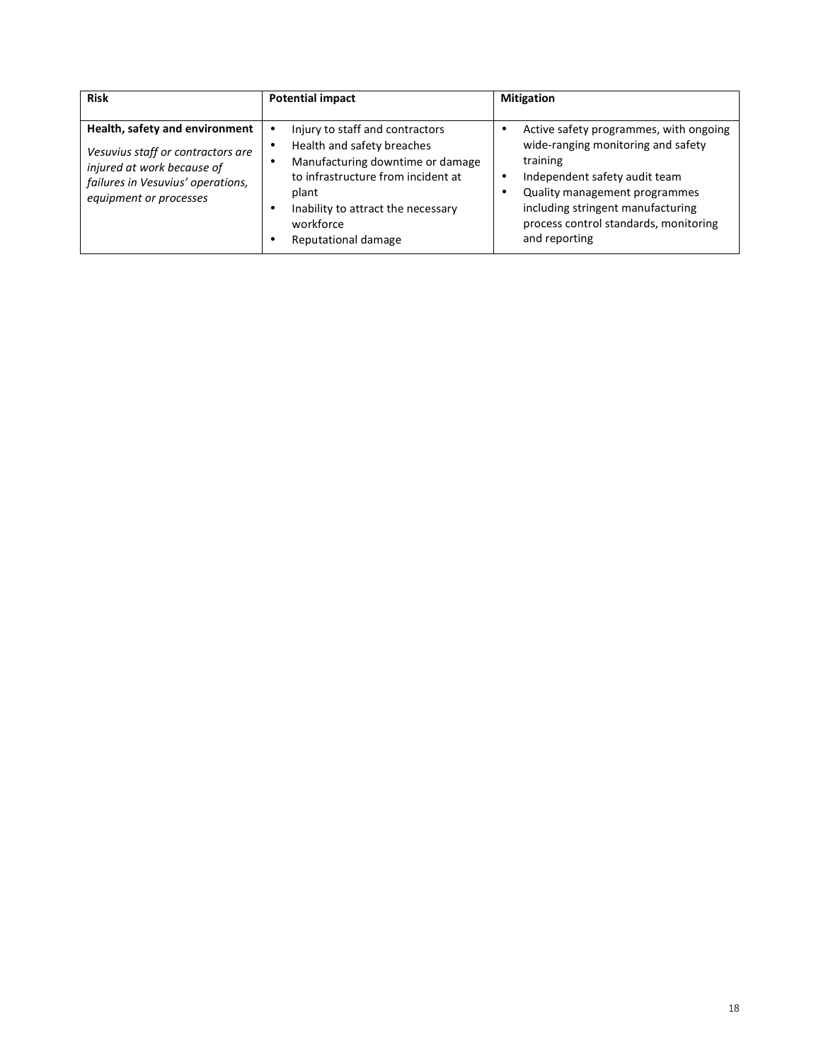| Risk | Potential impact | Mitigation |
| --- | --- | --- |
| **Health, safety and environment**<br>*Vesuvius staff or contractors are injured at work because of failures in Vesuvius' operations, equipment or processes* | • Injury to staff and contractors<br>• Health and safety breaches<br>• Manufacturing downtime or damage to infrastructure from incident at plant<br>• Inability to attract the necessary workforce<br>• Reputational damage | • Active safety programmes, with ongoing wide-ranging monitoring and safety training<br>• Independent safety audit team<br>• Quality management programmes including stringent manufacturing process control standards, monitoring and reporting |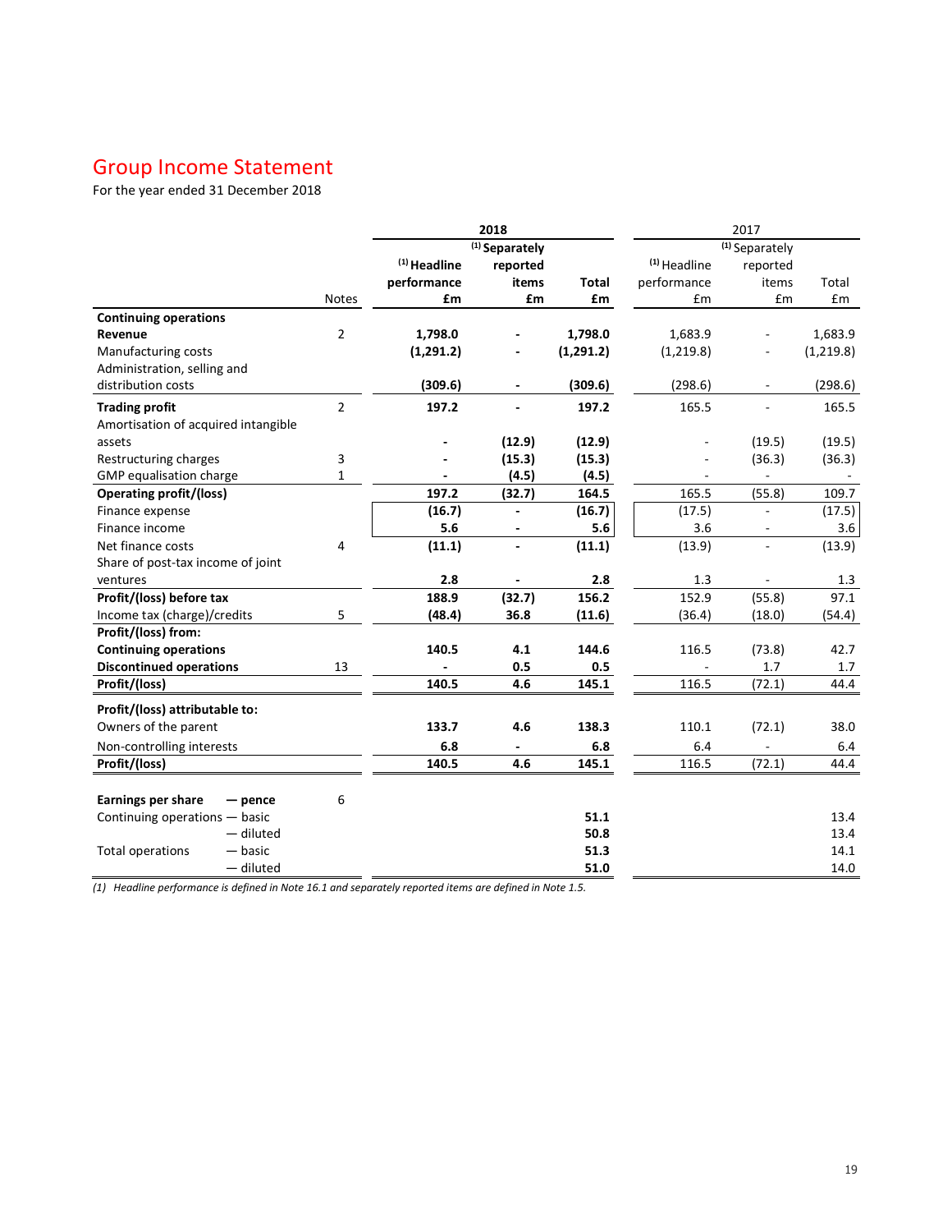# Group Income Statement

For the year ended 31 December 2018

| | Notes | 2018 (1) Headline performance £m | 2018 (1) Separately reported items £m | 2018 Total £m | 2017 (1) Headline performance £m | 2017 (1) Separately reported items £m | 2017 Total £m |
|---|---|---|---|---|---|---|---|
| **Continuing operations** | | | | | | | |
| **Revenue** | 2 | **1,798.0** | **-** | **1,798.0** | 1,683.9 | - | 1,683.9 |
| Manufacturing costs | | **(1,291.2)** | **-** | **(1,291.2)** | (1,219.8) | - | (1,219.8) |
| Administration, selling and distribution costs | | **(309.6)** | **-** | **(309.6)** | (298.6) | - | (298.6) |
| **Trading profit** | 2 | **197.2** | **-** | **197.2** | 165.5 | - | 165.5 |
| Amortisation of acquired intangible assets | | **-** | **(12.9)** | **(12.9)** | - | (19.5) | (19.5) |
| Restructuring charges | 3 | **-** | **(15.3)** | **(15.3)** | - | (36.3) | (36.3) |
| GMP equalisation charge | 1 | **-** | **(4.5)** | **(4.5)** | - | - | - |
| **Operating profit/(loss)** | | **197.2** | **(32.7)** | **164.5** | 165.5 | (55.8) | 109.7 |
| Finance expense | | **(16.7)** | **-** | **(16.7)** | (17.5) | - | (17.5) |
| Finance income | | **5.6** | **-** | **5.6** | 3.6 | - | 3.6 |
| Net finance costs | 4 | **(11.1)** | **-** | **(11.1)** | (13.9) | - | (13.9) |
| Share of post-tax income of joint ventures | | **2.8** | **-** | **2.8** | 1.3 | - | 1.3 |
| **Profit/(loss) before tax** | | **188.9** | **(32.7)** | **156.2** | 152.9 | (55.8) | 97.1 |
| Income tax (charge)/credits | 5 | **(48.4)** | **36.8** | **(11.6)** | (36.4) | (18.0) | (54.4) |
| **Profit/(loss) from:** | | | | | | | |
| **Continuing operations** | | **140.5** | **4.1** | **144.6** | 116.5 | (73.8) | 42.7 |
| **Discontinued operations** | 13 | **-** | **0.5** | **0.5** | - | 1.7 | 1.7 |
| **Profit/(loss)** | | **140.5** | **4.6** | **145.1** | 116.5 | (72.1) | 44.4 |
| **Profit/(loss) attributable to:** | | | | | | | |
| Owners of the parent | | **133.7** | **4.6** | **138.3** | 110.1 | (72.1) | 38.0 |
| Non-controlling interests | | **6.8** | **-** | **6.8** | 6.4 | - | 6.4 |
| **Profit/(loss)** | | **140.5** | **4.6** | **145.1** | 116.5 | (72.1) | 44.4 |
| **Earnings per share — pence** | 6 | | | | | | |
| Continuing operations — basic | | | | **51.1** | | | 13.4 |
| — diluted | | | | **50.8** | | | 13.4 |
| Total operations — basic | | | | **51.3** | | | 14.1 |
| — diluted | | | | **51.0** | | | 14.0 |

*(1) Headline performance is defined in Note 16.1 and separately reported items are defined in Note 1.5.*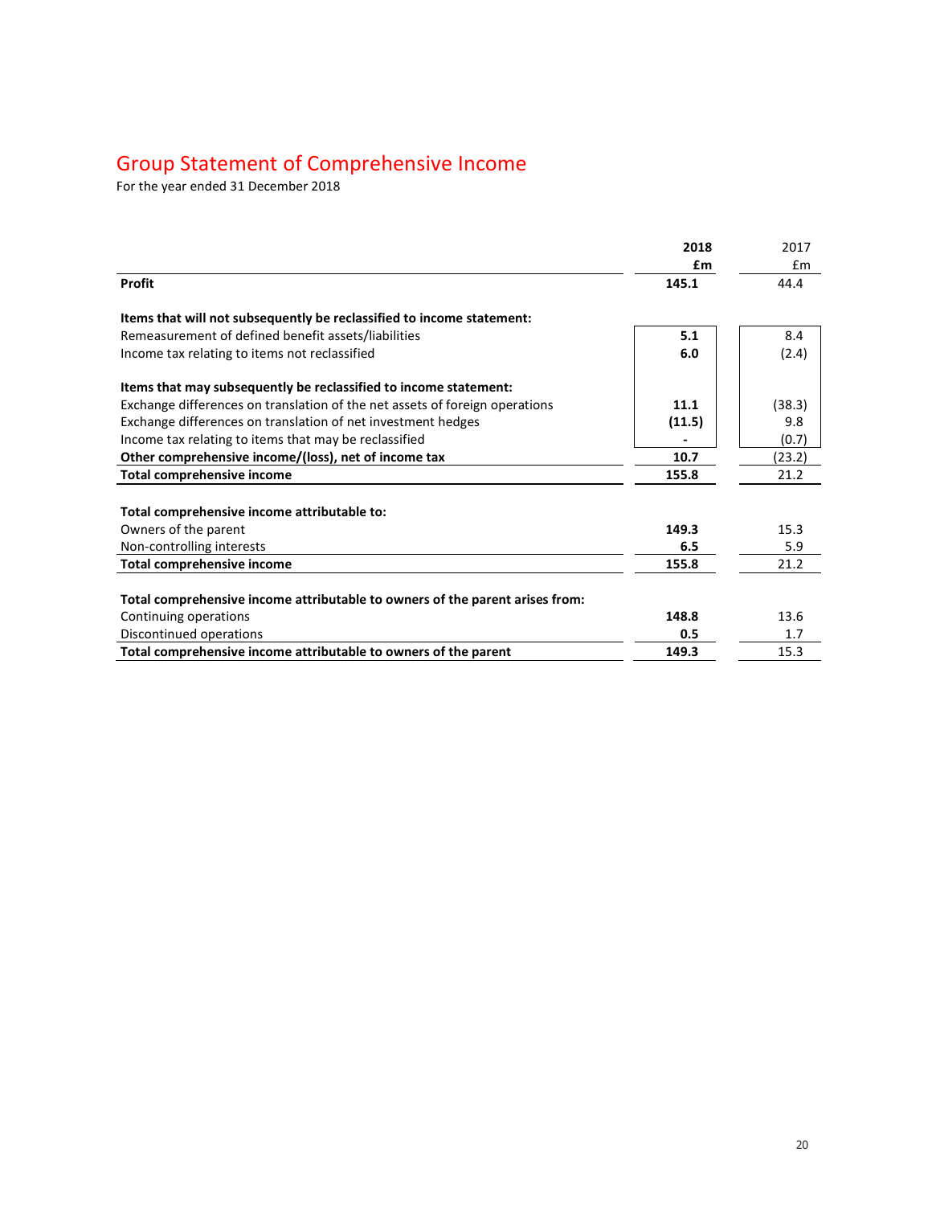# Group Statement of Comprehensive Income

For the year ended 31 December 2018

| | **2018** | 2017 |
|---|---|---|
| | **£m** | £m |
| **Profit** | **145.1** | 44.4 |
| | | |
| **Items that will not subsequently be reclassified to income statement:** | | |
| Remeasurement of defined benefit assets/liabilities | **5.1** | 8.4 |
| Income tax relating to items not reclassified | **6.0** | (2.4) |
| | | |
| **Items that may subsequently be reclassified to income statement:** | | |
| Exchange differences on translation of the net assets of foreign operations | **11.1** | (38.3) |
| Exchange differences on translation of net investment hedges | **(11.5)** | 9.8 |
| Income tax relating to items that may be reclassified | **-** | (0.7) |
| **Other comprehensive income/(loss), net of income tax** | **10.7** | (23.2) |
| **Total comprehensive income** | **155.8** | 21.2 |
| | | |
| **Total comprehensive income attributable to:** | | |
| Owners of the parent | **149.3** | 15.3 |
| Non-controlling interests | **6.5** | 5.9 |
| **Total comprehensive income** | **155.8** | 21.2 |
| | | |
| **Total comprehensive income attributable to owners of the parent arises from:** | | |
| Continuing operations | **148.8** | 13.6 |
| Discontinued operations | **0.5** | 1.7 |
| **Total comprehensive income attributable to owners of the parent** | **149.3** | 15.3 |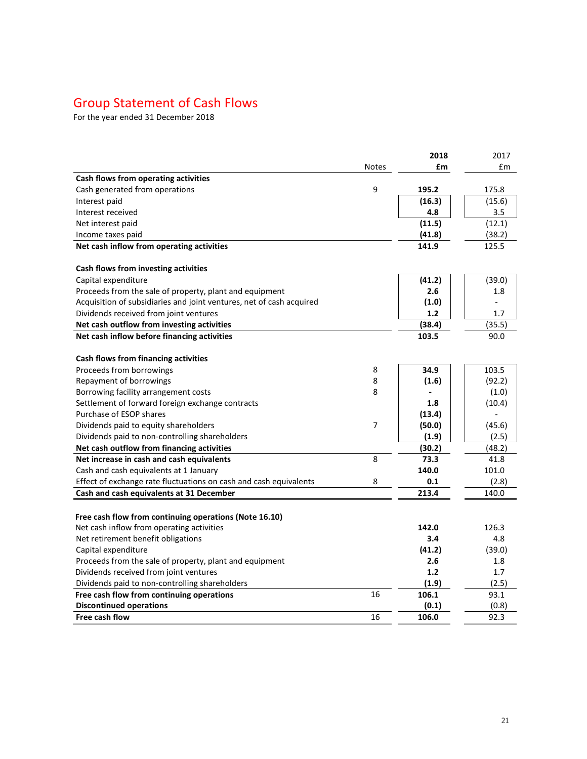# Group Statement of Cash Flows

For the year ended 31 December 2018

| | Notes | 2018 £m | 2017 £m |
|---|---|---|---|
| **Cash flows from operating activities** | | | |
| Cash generated from operations | 9 | **195.2** | 175.8 |
| Interest paid | | **(16.3)** | (15.6) |
| Interest received | | **4.8** | 3.5 |
| Net interest paid | | **(11.5)** | (12.1) |
| Income taxes paid | | **(41.8)** | (38.2) |
| **Net cash inflow from operating activities** | | **141.9** | 125.5 |
| | | | |
| **Cash flows from investing activities** | | | |
| Capital expenditure | | **(41.2)** | (39.0) |
| Proceeds from the sale of property, plant and equipment | | **2.6** | 1.8 |
| Acquisition of subsidiaries and joint ventures, net of cash acquired | | **(1.0)** | - |
| Dividends received from joint ventures | | **1.2** | 1.7 |
| **Net cash outflow from investing activities** | | **(38.4)** | (35.5) |
| **Net cash inflow before financing activities** | | **103.5** | 90.0 |
| | | | |
| **Cash flows from financing activities** | | | |
| Proceeds from borrowings | 8 | **34.9** | 103.5 |
| Repayment of borrowings | 8 | **(1.6)** | (92.2) |
| Borrowing facility arrangement costs | 8 | **-** | (1.0) |
| Settlement of forward foreign exchange contracts | | **1.8** | (10.4) |
| Purchase of ESOP shares | | **(13.4)** | - |
| Dividends paid to equity shareholders | 7 | **(50.0)** | (45.6) |
| Dividends paid to non-controlling shareholders | | **(1.9)** | (2.5) |
| **Net cash outflow from financing activities** | | **(30.2)** | (48.2) |
| **Net increase in cash and cash equivalents** | 8 | **73.3** | 41.8 |
| Cash and cash equivalents at 1 January | | **140.0** | 101.0 |
| Effect of exchange rate fluctuations on cash and cash equivalents | 8 | **0.1** | (2.8) |
| **Cash and cash equivalents at 31 December** | | **213.4** | 140.0 |
| | | | |
| **Free cash flow from continuing operations (Note 16.10)** | | | |
| Net cash inflow from operating activities | | **142.0** | 126.3 |
| Net retirement benefit obligations | | **3.4** | 4.8 |
| Capital expenditure | | **(41.2)** | (39.0) |
| Proceeds from the sale of property, plant and equipment | | **2.6** | 1.8 |
| Dividends received from joint ventures | | **1.2** | 1.7 |
| Dividends paid to non-controlling shareholders | | **(1.9)** | (2.5) |
| **Free cash flow from continuing operations** | 16 | **106.1** | 93.1 |
| **Discontinued operations** | | **(0.1)** | (0.8) |
| **Free cash flow** | 16 | **106.0** | 92.3 |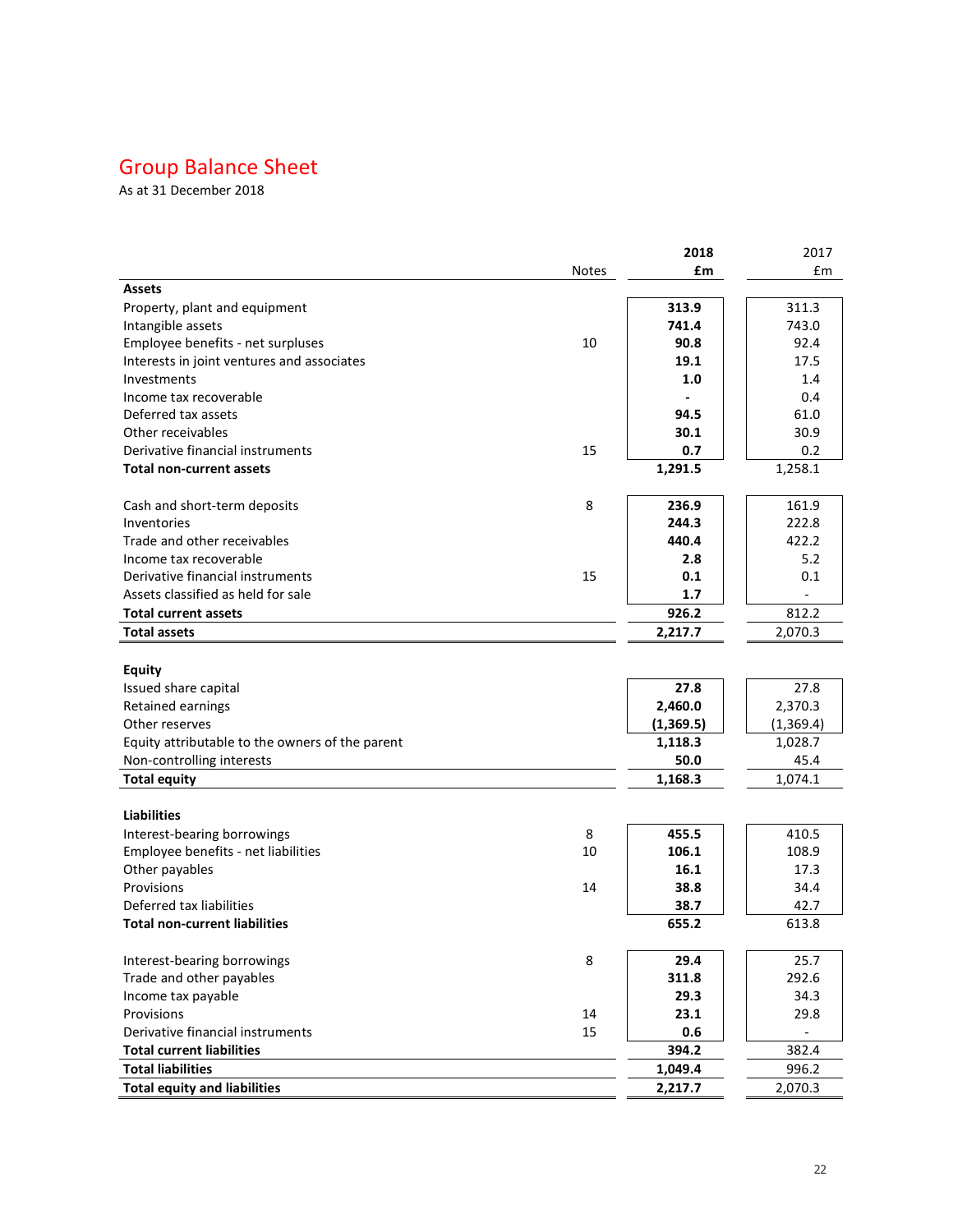# Group Balance Sheet

As at 31 December 2018

| | Notes | 2018 £m | 2017 £m |
|---|---|---|---|
| **Assets** | | | |
| Property, plant and equipment | | **313.9** | 311.3 |
| Intangible assets | | **741.4** | 743.0 |
| Employee benefits - net surpluses | 10 | **90.8** | 92.4 |
| Interests in joint ventures and associates | | **19.1** | 17.5 |
| Investments | | **1.0** | 1.4 |
| Income tax recoverable | | **-** | 0.4 |
| Deferred tax assets | | **94.5** | 61.0 |
| Other receivables | | **30.1** | 30.9 |
| Derivative financial instruments | 15 | **0.7** | 0.2 |
| **Total non-current assets** | | **1,291.5** | 1,258.1 |
| | | | |
| Cash and short-term deposits | 8 | **236.9** | 161.9 |
| Inventories | | **244.3** | 222.8 |
| Trade and other receivables | | **440.4** | 422.2 |
| Income tax recoverable | | **2.8** | 5.2 |
| Derivative financial instruments | 15 | **0.1** | 0.1 |
| Assets classified as held for sale | | **1.7** | - |
| **Total current assets** | | **926.2** | 812.2 |
| **Total assets** | | **2,217.7** | 2,070.3 |
| | | | |
| **Equity** | | | |
| Issued share capital | | **27.8** | 27.8 |
| Retained earnings | | **2,460.0** | 2,370.3 |
| Other reserves | | **(1,369.5)** | (1,369.4) |
| Equity attributable to the owners of the parent | | **1,118.3** | 1,028.7 |
| Non-controlling interests | | **50.0** | 45.4 |
| **Total equity** | | **1,168.3** | 1,074.1 |
| | | | |
| **Liabilities** | | | |
| Interest-bearing borrowings | 8 | **455.5** | 410.5 |
| Employee benefits - net liabilities | 10 | **106.1** | 108.9 |
| Other payables | | **16.1** | 17.3 |
| Provisions | 14 | **38.8** | 34.4 |
| Deferred tax liabilities | | **38.7** | 42.7 |
| **Total non-current liabilities** | | **655.2** | 613.8 |
| | | | |
| Interest-bearing borrowings | 8 | **29.4** | 25.7 |
| Trade and other payables | | **311.8** | 292.6 |
| Income tax payable | | **29.3** | 34.3 |
| Provisions | 14 | **23.1** | 29.8 |
| Derivative financial instruments | 15 | **0.6** | - |
| **Total current liabilities** | | **394.2** | 382.4 |
| **Total liabilities** | | **1,049.4** | 996.2 |
| **Total equity and liabilities** | | **2,217.7** | 2,070.3 |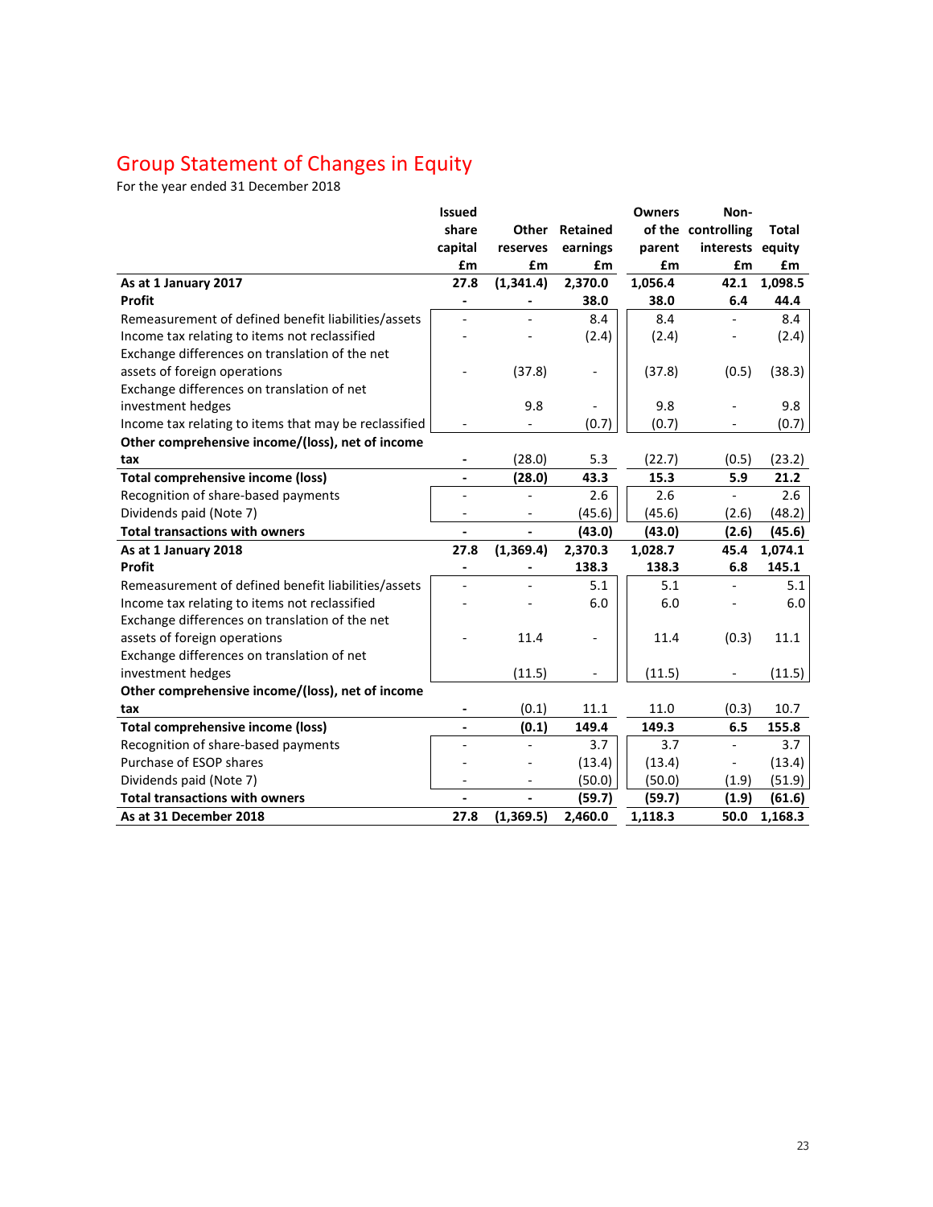# Group Statement of Changes in Equity

For the year ended 31 December 2018

| | Issued share capital £m | Other reserves £m | Retained earnings £m | Owners of the parent £m | Non-controlling interests £m | Total equity £m |
|---|---|---|---|---|---|---|
| **As at 1 January 2017** | **27.8** | **(1,341.4)** | **2,370.0** | **1,056.4** | **42.1** | **1,098.5** |
| **Profit** | **-** | **-** | **38.0** | **38.0** | **6.4** | **44.4** |
| Remeasurement of defined benefit liabilities/assets | - | - | 8.4 | 8.4 | - | 8.4 |
| Income tax relating to items not reclassified | - | - | (2.4) | (2.4) | - | (2.4) |
| Exchange differences on translation of the net assets of foreign operations | - | (37.8) | - | (37.8) | (0.5) | (38.3) |
| Exchange differences on translation of net investment hedges | | 9.8 | - | 9.8 | - | 9.8 |
| Income tax relating to items that may be reclassified | - | - | (0.7) | (0.7) | - | (0.7) |
| **Other comprehensive income/(loss), net of income tax** | **-** | (28.0) | 5.3 | (22.7) | (0.5) | (23.2) |
| **Total comprehensive income (loss)** | **-** | **(28.0)** | **43.3** | **15.3** | **5.9** | **21.2** |
| Recognition of share-based payments | - | - | 2.6 | 2.6 | - | 2.6 |
| Dividends paid (Note 7) | - | - | (45.6) | (45.6) | (2.6) | (48.2) |
| **Total transactions with owners** | **-** | **-** | **(43.0)** | **(43.0)** | **(2.6)** | **(45.6)** |
| **As at 1 January 2018** | **27.8** | **(1,369.4)** | **2,370.3** | **1,028.7** | **45.4** | **1,074.1** |
| **Profit** | **-** | **-** | **138.3** | **138.3** | **6.8** | **145.1** |
| Remeasurement of defined benefit liabilities/assets | - | - | 5.1 | 5.1 | - | 5.1 |
| Income tax relating to items not reclassified | - | - | 6.0 | 6.0 | - | 6.0 |
| Exchange differences on translation of the net assets of foreign operations | - | 11.4 | - | 11.4 | (0.3) | 11.1 |
| Exchange differences on translation of net investment hedges | | (11.5) | - | (11.5) | - | (11.5) |
| **Other comprehensive income/(loss), net of income tax** | **-** | (0.1) | 11.1 | 11.0 | (0.3) | 10.7 |
| **Total comprehensive income (loss)** | **-** | **(0.1)** | **149.4** | **149.3** | **6.5** | **155.8** |
| Recognition of share-based payments | - | - | 3.7 | 3.7 | - | 3.7 |
| Purchase of ESOP shares | - | - | (13.4) | (13.4) | - | (13.4) |
| Dividends paid (Note 7) | - | - | (50.0) | (50.0) | (1.9) | (51.9) |
| **Total transactions with owners** | **-** | **-** | **(59.7)** | **(59.7)** | **(1.9)** | **(61.6)** |
| **As at 31 December 2018** | **27.8** | **(1,369.5)** | **2,460.0** | **1,118.3** | **50.0** | **1,168.3** |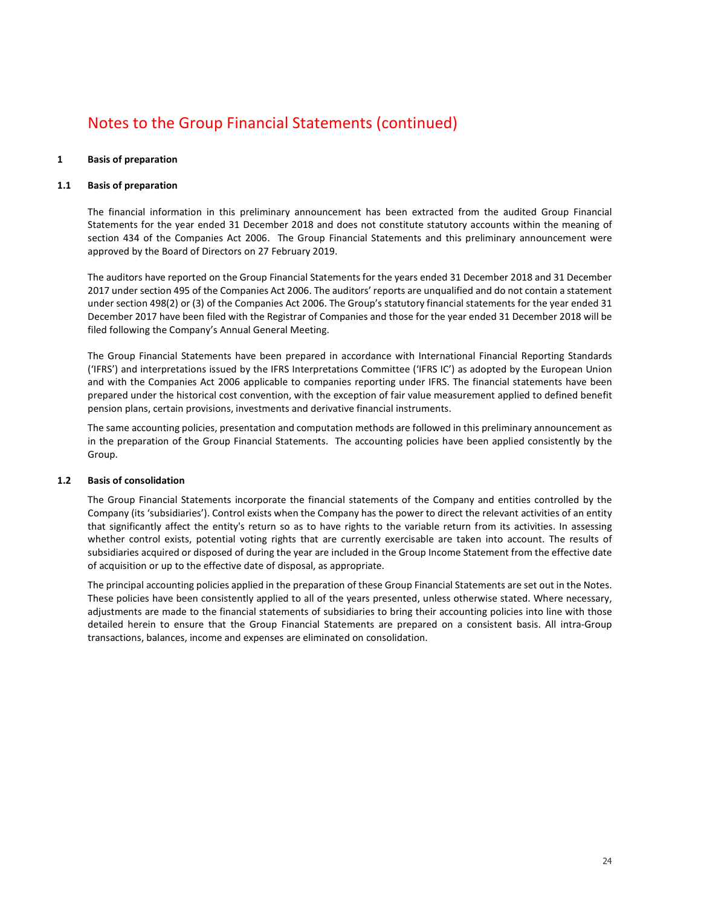# Notes to the Group Financial Statements (continued)

## 1 Basis of preparation

### 1.1 Basis of preparation

The financial information in this preliminary announcement has been extracted from the audited Group Financial Statements for the year ended 31 December 2018 and does not constitute statutory accounts within the meaning of section 434 of the Companies Act 2006. The Group Financial Statements and this preliminary announcement were approved by the Board of Directors on 27 February 2019.

The auditors have reported on the Group Financial Statements for the years ended 31 December 2018 and 31 December 2017 under section 495 of the Companies Act 2006. The auditors' reports are unqualified and do not contain a statement under section 498(2) or (3) of the Companies Act 2006. The Group's statutory financial statements for the year ended 31 December 2017 have been filed with the Registrar of Companies and those for the year ended 31 December 2018 will be filed following the Company's Annual General Meeting.

The Group Financial Statements have been prepared in accordance with International Financial Reporting Standards ('IFRS') and interpretations issued by the IFRS Interpretations Committee ('IFRS IC') as adopted by the European Union and with the Companies Act 2006 applicable to companies reporting under IFRS. The financial statements have been prepared under the historical cost convention, with the exception of fair value measurement applied to defined benefit pension plans, certain provisions, investments and derivative financial instruments.

The same accounting policies, presentation and computation methods are followed in this preliminary announcement as in the preparation of the Group Financial Statements. The accounting policies have been applied consistently by the Group.

### 1.2 Basis of consolidation

The Group Financial Statements incorporate the financial statements of the Company and entities controlled by the Company (its 'subsidiaries'). Control exists when the Company has the power to direct the relevant activities of an entity that significantly affect the entity's return so as to have rights to the variable return from its activities. In assessing whether control exists, potential voting rights that are currently exercisable are taken into account. The results of subsidiaries acquired or disposed of during the year are included in the Group Income Statement from the effective date of acquisition or up to the effective date of disposal, as appropriate.

The principal accounting policies applied in the preparation of these Group Financial Statements are set out in the Notes. These policies have been consistently applied to all of the years presented, unless otherwise stated. Where necessary, adjustments are made to the financial statements of subsidiaries to bring their accounting policies into line with those detailed herein to ensure that the Group Financial Statements are prepared on a consistent basis. All intra-Group transactions, balances, income and expenses are eliminated on consolidation.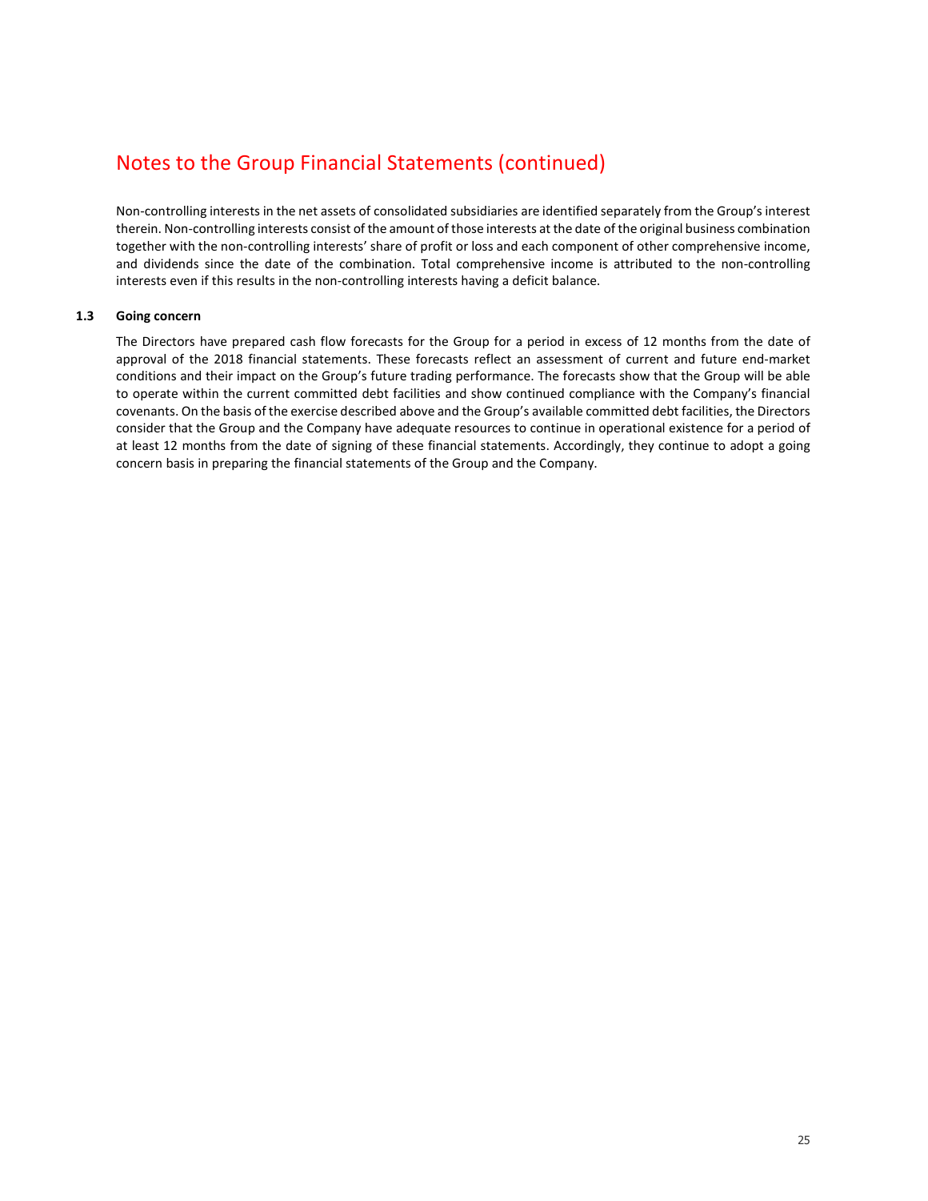# Notes to the Group Financial Statements (continued)

Non-controlling interests in the net assets of consolidated subsidiaries are identified separately from the Group's interest therein. Non-controlling interests consist of the amount of those interests at the date of the original business combination together with the non-controlling interests' share of profit or loss and each component of other comprehensive income, and dividends since the date of the combination. Total comprehensive income is attributed to the non-controlling interests even if this results in the non-controlling interests having a deficit balance.

### 1.3 Going concern

The Directors have prepared cash flow forecasts for the Group for a period in excess of 12 months from the date of approval of the 2018 financial statements. These forecasts reflect an assessment of current and future end-market conditions and their impact on the Group's future trading performance. The forecasts show that the Group will be able to operate within the current committed debt facilities and show continued compliance with the Company's financial covenants. On the basis of the exercise described above and the Group's available committed debt facilities, the Directors consider that the Group and the Company have adequate resources to continue in operational existence for a period of at least 12 months from the date of signing of these financial statements. Accordingly, they continue to adopt a going concern basis in preparing the financial statements of the Group and the Company.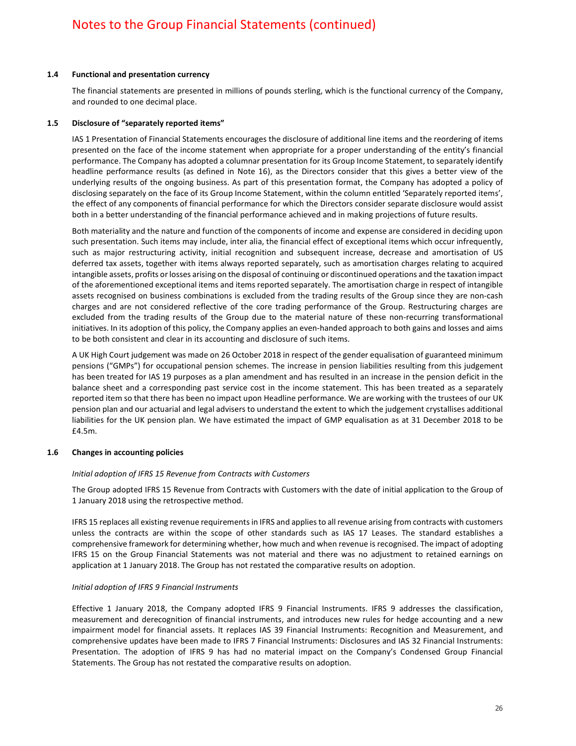### 1.4 Functional and presentation currency

The financial statements are presented in millions of pounds sterling, which is the functional currency of the Company, and rounded to one decimal place.

### 1.5 Disclosure of "separately reported items"

IAS 1 Presentation of Financial Statements encourages the disclosure of additional line items and the reordering of items presented on the face of the income statement when appropriate for a proper understanding of the entity's financial performance. The Company has adopted a columnar presentation for its Group Income Statement, to separately identify headline performance results (as defined in Note 16), as the Directors consider that this gives a better view of the underlying results of the ongoing business. As part of this presentation format, the Company has adopted a policy of disclosing separately on the face of its Group Income Statement, within the column entitled 'Separately reported items', the effect of any components of financial performance for which the Directors consider separate disclosure would assist both in a better understanding of the financial performance achieved and in making projections of future results.

Both materiality and the nature and function of the components of income and expense are considered in deciding upon such presentation. Such items may include, inter alia, the financial effect of exceptional items which occur infrequently, such as major restructuring activity, initial recognition and subsequent increase, decrease and amortisation of US deferred tax assets, together with items always reported separately, such as amortisation charges relating to acquired intangible assets, profits or losses arising on the disposal of continuing or discontinued operations and the taxation impact of the aforementioned exceptional items and items reported separately. The amortisation charge in respect of intangible assets recognised on business combinations is excluded from the trading results of the Group since they are non-cash charges and are not considered reflective of the core trading performance of the Group. Restructuring charges are excluded from the trading results of the Group due to the material nature of these non-recurring transformational initiatives. In its adoption of this policy, the Company applies an even-handed approach to both gains and losses and aims to be both consistent and clear in its accounting and disclosure of such items.

A UK High Court judgement was made on 26 October 2018 in respect of the gender equalisation of guaranteed minimum pensions ("GMPs") for occupational pension schemes. The increase in pension liabilities resulting from this judgement has been treated for IAS 19 purposes as a plan amendment and has resulted in an increase in the pension deficit in the balance sheet and a corresponding past service cost in the income statement. This has been treated as a separately reported item so that there has been no impact upon Headline performance. We are working with the trustees of our UK pension plan and our actuarial and legal advisers to understand the extent to which the judgement crystallises additional liabilities for the UK pension plan. We have estimated the impact of GMP equalisation as at 31 December 2018 to be £4.5m.

### 1.6 Changes in accounting policies

*Initial adoption of IFRS 15 Revenue from Contracts with Customers*

The Group adopted IFRS 15 Revenue from Contracts with Customers with the date of initial application to the Group of 1 January 2018 using the retrospective method.

IFRS 15 replaces all existing revenue requirements in IFRS and applies to all revenue arising from contracts with customers unless the contracts are within the scope of other standards such as IAS 17 Leases. The standard establishes a comprehensive framework for determining whether, how much and when revenue is recognised. The impact of adopting IFRS 15 on the Group Financial Statements was not material and there was no adjustment to retained earnings on application at 1 January 2018. The Group has not restated the comparative results on adoption.

*Initial adoption of IFRS 9 Financial Instruments*

Effective 1 January 2018, the Company adopted IFRS 9 Financial Instruments. IFRS 9 addresses the classification, measurement and derecognition of financial instruments, and introduces new rules for hedge accounting and a new impairment model for financial assets. It replaces IAS 39 Financial Instruments: Recognition and Measurement, and comprehensive updates have been made to IFRS 7 Financial Instruments: Disclosures and IAS 32 Financial Instruments: Presentation. The adoption of IFRS 9 has had no material impact on the Company's Condensed Group Financial Statements. The Group has not restated the comparative results on adoption.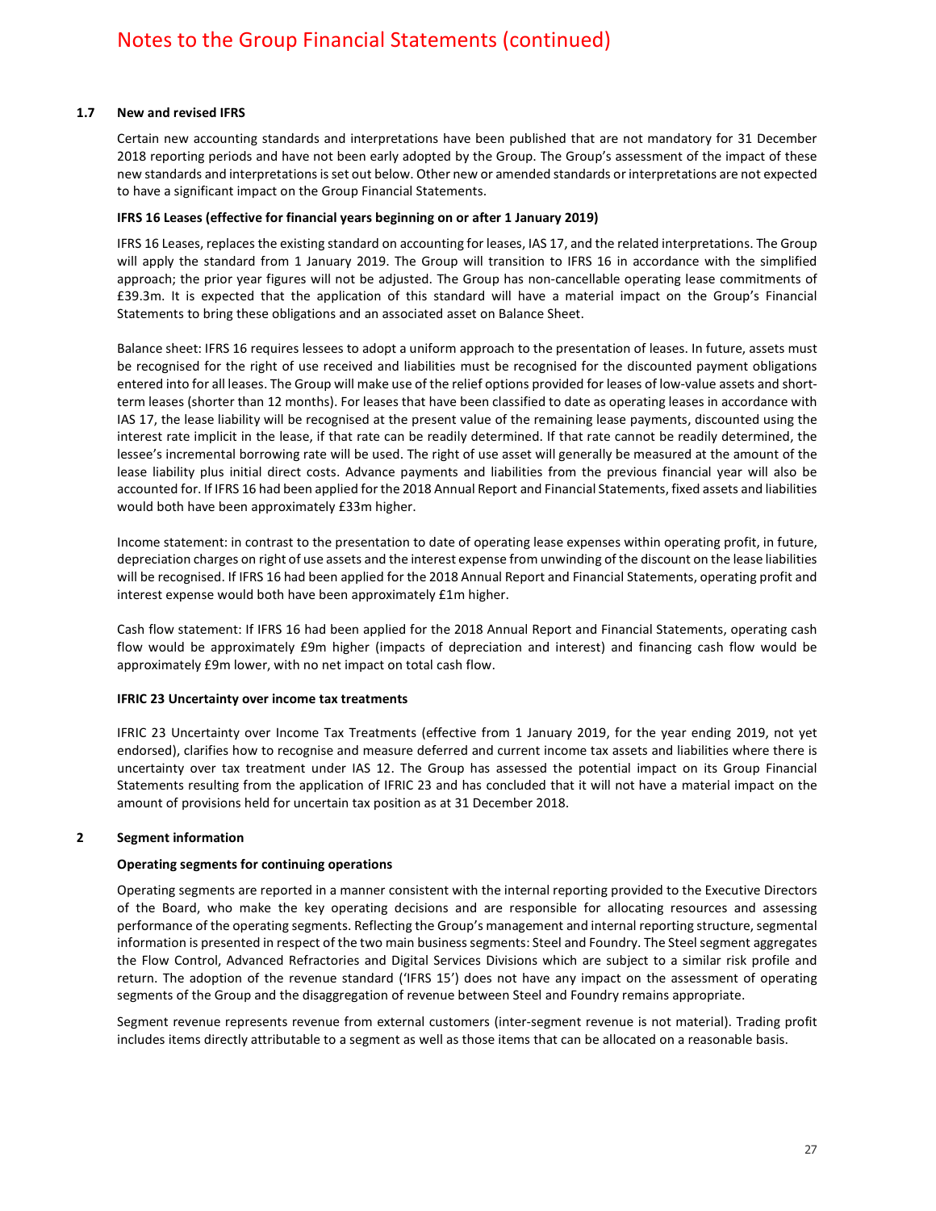## 1.7 New and revised IFRS

Certain new accounting standards and interpretations have been published that are not mandatory for 31 December 2018 reporting periods and have not been early adopted by the Group. The Group's assessment of the impact of these new standards and interpretations is set out below. Other new or amended standards or interpretations are not expected to have a significant impact on the Group Financial Statements.

**IFRS 16 Leases (effective for financial years beginning on or after 1 January 2019)**

IFRS 16 Leases, replaces the existing standard on accounting for leases, IAS 17, and the related interpretations. The Group will apply the standard from 1 January 2019. The Group will transition to IFRS 16 in accordance with the simplified approach; the prior year figures will not be adjusted. The Group has non-cancellable operating lease commitments of £39.3m. It is expected that the application of this standard will have a material impact on the Group's Financial Statements to bring these obligations and an associated asset on Balance Sheet.

Balance sheet: IFRS 16 requires lessees to adopt a uniform approach to the presentation of leases. In future, assets must be recognised for the right of use received and liabilities must be recognised for the discounted payment obligations entered into for all leases. The Group will make use of the relief options provided for leases of low-value assets and short-term leases (shorter than 12 months). For leases that have been classified to date as operating leases in accordance with IAS 17, the lease liability will be recognised at the present value of the remaining lease payments, discounted using the interest rate implicit in the lease, if that rate can be readily determined. If that rate cannot be readily determined, the lessee's incremental borrowing rate will be used. The right of use asset will generally be measured at the amount of the lease liability plus initial direct costs. Advance payments and liabilities from the previous financial year will also be accounted for. If IFRS 16 had been applied for the 2018 Annual Report and Financial Statements, fixed assets and liabilities would both have been approximately £33m higher.

Income statement: in contrast to the presentation to date of operating lease expenses within operating profit, in future, depreciation charges on right of use assets and the interest expense from unwinding of the discount on the lease liabilities will be recognised. If IFRS 16 had been applied for the 2018 Annual Report and Financial Statements, operating profit and interest expense would both have been approximately £1m higher.

Cash flow statement: If IFRS 16 had been applied for the 2018 Annual Report and Financial Statements, operating cash flow would be approximately £9m higher (impacts of depreciation and interest) and financing cash flow would be approximately £9m lower, with no net impact on total cash flow.

**IFRIC 23 Uncertainty over income tax treatments**

IFRIC 23 Uncertainty over Income Tax Treatments (effective from 1 January 2019, for the year ending 2019, not yet endorsed), clarifies how to recognise and measure deferred and current income tax assets and liabilities where there is uncertainty over tax treatment under IAS 12. The Group has assessed the potential impact on its Group Financial Statements resulting from the application of IFRIC 23 and has concluded that it will not have a material impact on the amount of provisions held for uncertain tax position as at 31 December 2018.

## 2 Segment information

**Operating segments for continuing operations**

Operating segments are reported in a manner consistent with the internal reporting provided to the Executive Directors of the Board, who make the key operating decisions and are responsible for allocating resources and assessing performance of the operating segments. Reflecting the Group's management and internal reporting structure, segmental information is presented in respect of the two main business segments: Steel and Foundry. The Steel segment aggregates the Flow Control, Advanced Refractories and Digital Services Divisions which are subject to a similar risk profile and return. The adoption of the revenue standard ('IFRS 15') does not have any impact on the assessment of operating segments of the Group and the disaggregation of revenue between Steel and Foundry remains appropriate.

Segment revenue represents revenue from external customers (inter-segment revenue is not material). Trading profit includes items directly attributable to a segment as well as those items that can be allocated on a reasonable basis.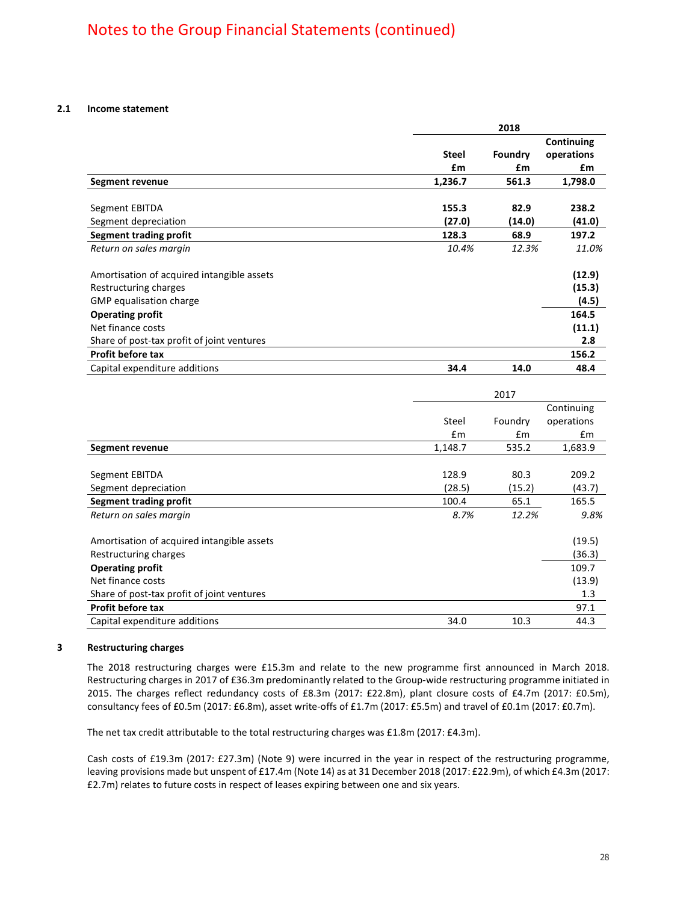# Notes to the Group Financial Statements (continued)

### 2.1 Income statement

| | 2018 | | |
|---|---|---|---|
| | **Steel £m** | **Foundry £m** | **Continuing operations £m** |
| **Segment revenue** | **1,236.7** | **561.3** | **1,798.0** |
| Segment EBITDA | **155.3** | **82.9** | **238.2** |
| Segment depreciation | **(27.0)** | **(14.0)** | **(41.0)** |
| **Segment trading profit** | **128.3** | **68.9** | **197.2** |
| *Return on sales margin* | *10.4%* | *12.3%* | *11.0%* |
| Amortisation of acquired intangible assets | | | **(12.9)** |
| Restructuring charges | | | **(15.3)** |
| GMP equalisation charge | | | **(4.5)** |
| **Operating profit** | | | **164.5** |
| Net finance costs | | | **(11.1)** |
| Share of post-tax profit of joint ventures | | | **2.8** |
| **Profit before tax** | | | **156.2** |
| Capital expenditure additions | **34.4** | **14.0** | **48.4** |

| | 2017 | | |
|---|---|---|---|
| | Steel £m | Foundry £m | Continuing operations £m |
| **Segment revenue** | 1,148.7 | 535.2 | 1,683.9 |
| Segment EBITDA | 128.9 | 80.3 | 209.2 |
| Segment depreciation | (28.5) | (15.2) | (43.7) |
| **Segment trading profit** | 100.4 | 65.1 | 165.5 |
| *Return on sales margin* | *8.7%* | *12.2%* | *9.8%* |
| Amortisation of acquired intangible assets | | | (19.5) |
| Restructuring charges | | | (36.3) |
| **Operating profit** | | | 109.7 |
| Net finance costs | | | (13.9) |
| Share of post-tax profit of joint ventures | | | 1.3 |
| **Profit before tax** | | | 97.1 |
| Capital expenditure additions | 34.0 | 10.3 | 44.3 |

## 3 Restructuring charges

The 2018 restructuring charges were £15.3m and relate to the new programme first announced in March 2018. Restructuring charges in 2017 of £36.3m predominantly related to the Group-wide restructuring programme initiated in 2015. The charges reflect redundancy costs of £8.3m (2017: £22.8m), plant closure costs of £4.7m (2017: £0.5m), consultancy fees of £0.5m (2017: £6.8m), asset write-offs of £1.7m (2017: £5.5m) and travel of £0.1m (2017: £0.7m).

The net tax credit attributable to the total restructuring charges was £1.8m (2017: £4.3m).

Cash costs of £19.3m (2017: £27.3m) (Note 9) were incurred in the year in respect of the restructuring programme, leaving provisions made but unspent of £17.4m (Note 14) as at 31 December 2018 (2017: £22.9m), of which £4.3m (2017: £2.7m) relates to future costs in respect of leases expiring between one and six years.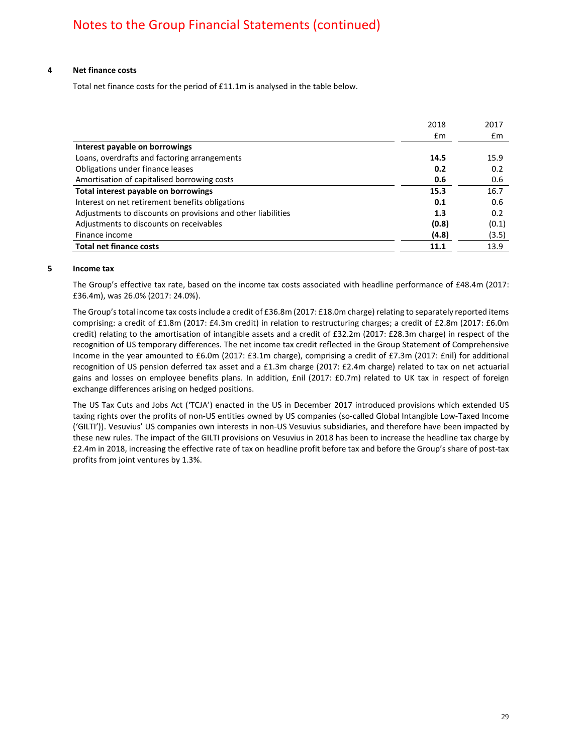# Notes to the Group Financial Statements (continued)

## 4 Net finance costs

Total net finance costs for the period of £11.1m is analysed in the table below.

| | 2018 £m | 2017 £m |
|---|---|---|
| **Interest payable on borrowings** | | |
| Loans, overdrafts and factoring arrangements | **14.5** | 15.9 |
| Obligations under finance leases | **0.2** | 0.2 |
| Amortisation of capitalised borrowing costs | **0.6** | 0.6 |
| **Total interest payable on borrowings** | **15.3** | 16.7 |
| Interest on net retirement benefits obligations | **0.1** | 0.6 |
| Adjustments to discounts on provisions and other liabilities | **1.3** | 0.2 |
| Adjustments to discounts on receivables | **(0.8)** | (0.1) |
| Finance income | **(4.8)** | (3.5) |
| **Total net finance costs** | **11.1** | 13.9 |

## 5 Income tax

The Group's effective tax rate, based on the income tax costs associated with headline performance of £48.4m (2017: £36.4m), was 26.0% (2017: 24.0%).

The Group's total income tax costs include a credit of £36.8m (2017: £18.0m charge) relating to separately reported items comprising: a credit of £1.8m (2017: £4.3m credit) in relation to restructuring charges; a credit of £2.8m (2017: £6.0m credit) relating to the amortisation of intangible assets and a credit of £32.2m (2017: £28.3m charge) in respect of the recognition of US temporary differences. The net income tax credit reflected in the Group Statement of Comprehensive Income in the year amounted to £6.0m (2017: £3.1m charge), comprising a credit of £7.3m (2017: £nil) for additional recognition of US pension deferred tax asset and a £1.3m charge (2017: £2.4m charge) related to tax on net actuarial gains and losses on employee benefits plans. In addition, £nil (2017: £0.7m) related to UK tax in respect of foreign exchange differences arising on hedged positions.

The US Tax Cuts and Jobs Act ('TCJA') enacted in the US in December 2017 introduced provisions which extended US taxing rights over the profits of non-US entities owned by US companies (so-called Global Intangible Low-Taxed Income ('GILTI')). Vesuvius' US companies own interests in non-US Vesuvius subsidiaries, and therefore have been impacted by these new rules. The impact of the GILTI provisions on Vesuvius in 2018 has been to increase the headline tax charge by £2.4m in 2018, increasing the effective rate of tax on headline profit before tax and before the Group's share of post-tax profits from joint ventures by 1.3%.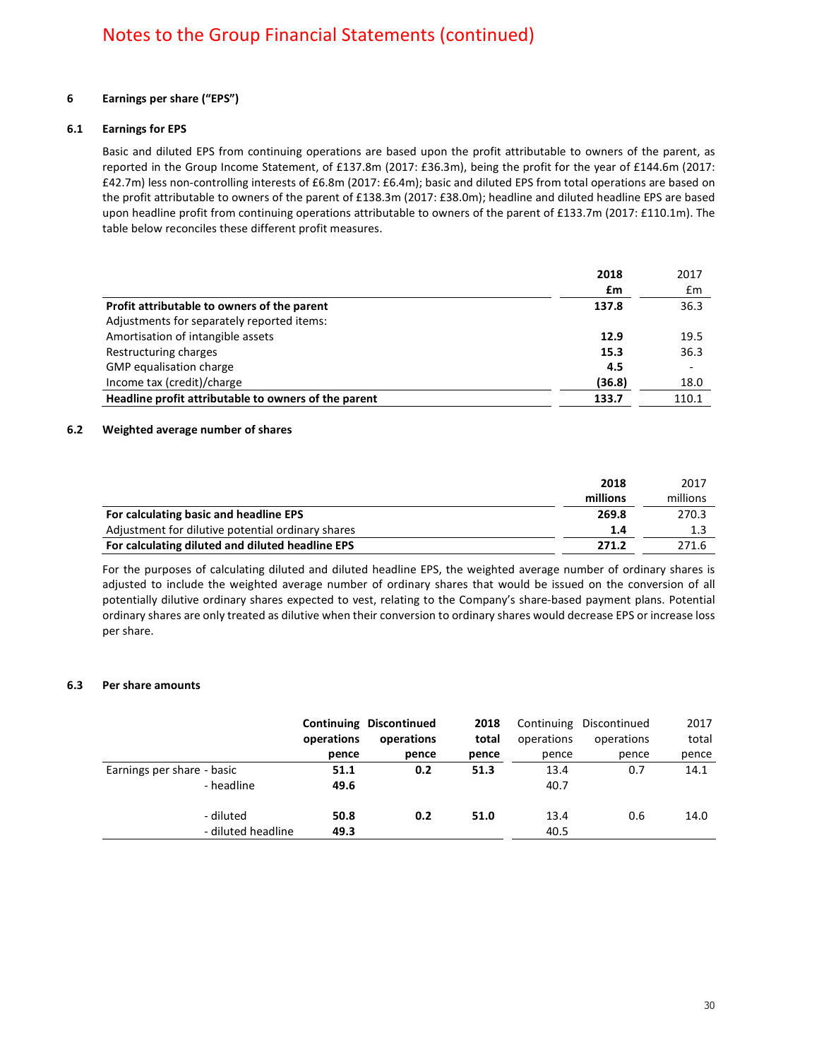# Notes to the Group Financial Statements (continued)

## 6 Earnings per share ("EPS")

### 6.1 Earnings for EPS

Basic and diluted EPS from continuing operations are based upon the profit attributable to owners of the parent, as reported in the Group Income Statement, of £137.8m (2017: £36.3m), being the profit for the year of £144.6m (2017: £42.7m) less non-controlling interests of £6.8m (2017: £6.4m); basic and diluted EPS from total operations are based on the profit attributable to owners of the parent of £138.3m (2017: £38.0m); headline and diluted headline EPS are based upon headline profit from continuing operations attributable to owners of the parent of £133.7m (2017: £110.1m). The table below reconciles these different profit measures.

| | **2018 £m** | 2017 £m |
|---|---|---|
| **Profit attributable to owners of the parent** | **137.8** | 36.3 |
| Adjustments for separately reported items: | | |
| Amortisation of intangible assets | **12.9** | 19.5 |
| Restructuring charges | **15.3** | 36.3 |
| GMP equalisation charge | **4.5** | - |
| Income tax (credit)/charge | **(36.8)** | 18.0 |
| **Headline profit attributable to owners of the parent** | **133.7** | 110.1 |

### 6.2 Weighted average number of shares

| | **2018 millions** | 2017 millions |
|---|---|---|
| **For calculating basic and headline EPS** | **269.8** | 270.3 |
| Adjustment for dilutive potential ordinary shares | **1.4** | 1.3 |
| **For calculating diluted and diluted headline EPS** | **271.2** | 271.6 |

For the purposes of calculating diluted and diluted headline EPS, the weighted average number of ordinary shares is adjusted to include the weighted average number of ordinary shares that would be issued on the conversion of all potentially dilutive ordinary shares expected to vest, relating to the Company's share-based payment plans. Potential ordinary shares are only treated as dilutive when their conversion to ordinary shares would decrease EPS or increase loss per share.

### 6.3 Per share amounts

| | **Continuing operations pence** | **Discontinued operations pence** | **2018 total pence** | Continuing operations pence | Discontinued operations pence | 2017 total pence |
|---|---|---|---|---|---|---|
| Earnings per share - basic | **51.1** | **0.2** | **51.3** | 13.4 | 0.7 | 14.1 |
| - headline | **49.6** | | | 40.7 | | |
| - diluted | **50.8** | **0.2** | **51.0** | 13.4 | 0.6 | 14.0 |
| - diluted headline | **49.3** | | | 40.5 | | |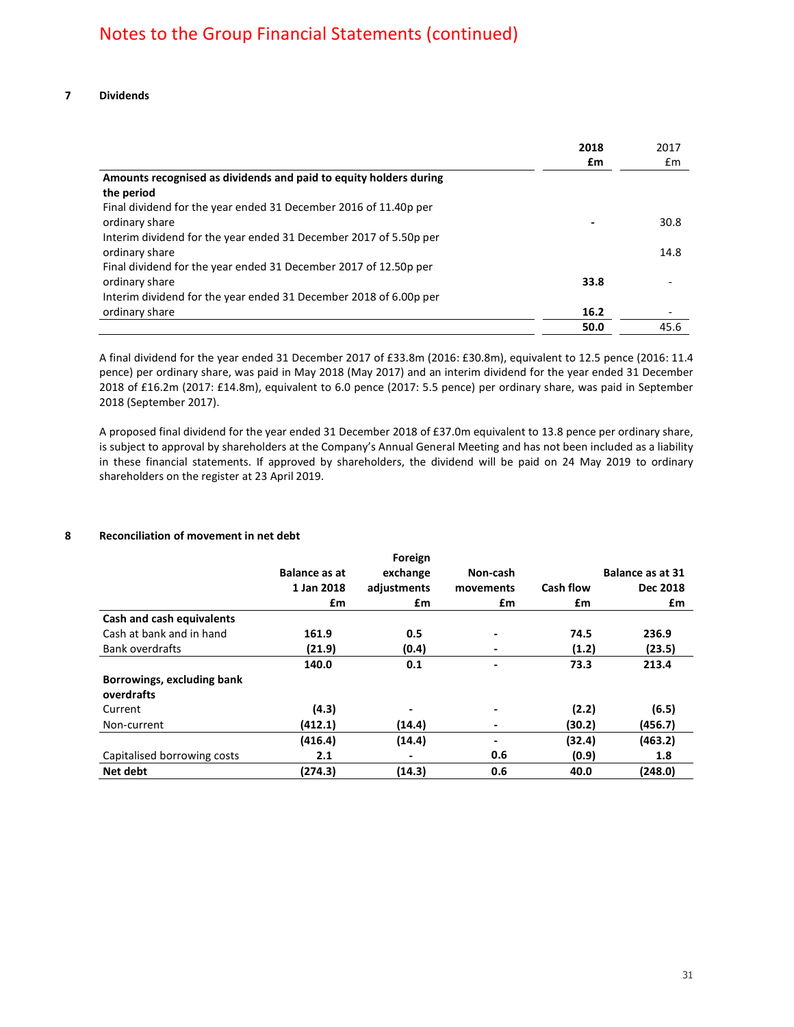# Notes to the Group Financial Statements (continued)

## 7 Dividends

| | 2018 £m | 2017 £m |
|---|---|---|
| **Amounts recognised as dividends and paid to equity holders during the period** | | |
| Final dividend for the year ended 31 December 2016 of 11.40p per ordinary share | - | 30.8 |
| Interim dividend for the year ended 31 December 2017 of 5.50p per ordinary share | | 14.8 |
| Final dividend for the year ended 31 December 2017 of 12.50p per ordinary share | **33.8** | - |
| Interim dividend for the year ended 31 December 2018 of 6.00p per ordinary share | **16.2** | - |
| | **50.0** | 45.6 |

A final dividend for the year ended 31 December 2017 of £33.8m (2016: £30.8m), equivalent to 12.5 pence (2016: 11.4 pence) per ordinary share, was paid in May 2018 (May 2017) and an interim dividend for the year ended 31 December 2018 of £16.2m (2017: £14.8m), equivalent to 6.0 pence (2017: 5.5 pence) per ordinary share, was paid in September 2018 (September 2017).

A proposed final dividend for the year ended 31 December 2018 of £37.0m equivalent to 13.8 pence per ordinary share, is subject to approval by shareholders at the Company's Annual General Meeting and has not been included as a liability in these financial statements. If approved by shareholders, the dividend will be paid on 24 May 2019 to ordinary shareholders on the register at 23 April 2019.

## 8 Reconciliation of movement in net debt

| | Balance as at 1 Jan 2018 £m | Foreign exchange adjustments £m | Non-cash movements £m | Cash flow £m | Balance as at 31 Dec 2018 £m |
|---|---|---|---|---|---|
| **Cash and cash equivalents** | | | | | |
| Cash at bank and in hand | **161.9** | **0.5** | **-** | **74.5** | **236.9** |
| Bank overdrafts | **(21.9)** | **(0.4)** | **-** | **(1.2)** | **(23.5)** |
| | **140.0** | **0.1** | **-** | **73.3** | **213.4** |
| **Borrowings, excluding bank overdrafts** | | | | | |
| Current | **(4.3)** | **-** | **-** | **(2.2)** | **(6.5)** |
| Non-current | **(412.1)** | **(14.4)** | **-** | **(30.2)** | **(456.7)** |
| | **(416.4)** | **(14.4)** | **-** | **(32.4)** | **(463.2)** |
| Capitalised borrowing costs | **2.1** | **-** | **0.6** | **(0.9)** | **1.8** |
| **Net debt** | **(274.3)** | **(14.3)** | **0.6** | **40.0** | **(248.0)** |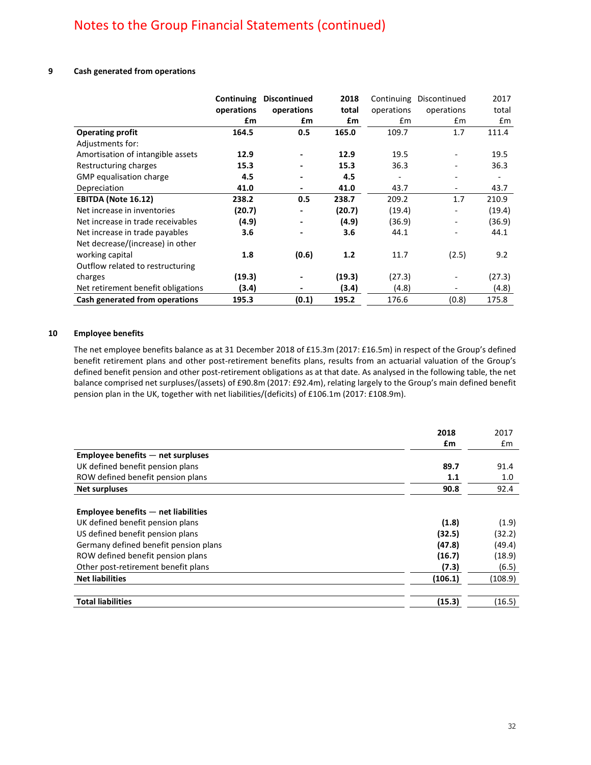# Notes to the Group Financial Statements (continued)

## 9 Cash generated from operations

| | **Continuing operations £m** | **Discontinued operations £m** | **2018 total £m** | Continuing operations £m | Discontinued operations £m | 2017 total £m |
|---|---|---|---|---|---|---|
| **Operating profit** | **164.5** | **0.5** | **165.0** | 109.7 | 1.7 | 111.4 |
| Adjustments for: | | | | | | |
| Amortisation of intangible assets | **12.9** | **-** | **12.9** | 19.5 | - | 19.5 |
| Restructuring charges | **15.3** | **-** | **15.3** | 36.3 | - | 36.3 |
| GMP equalisation charge | **4.5** | **-** | **4.5** | - | - | - |
| Depreciation | **41.0** | **-** | **41.0** | 43.7 | - | 43.7 |
| **EBITDA (Note 16.12)** | **238.2** | **0.5** | **238.7** | 209.2 | 1.7 | 210.9 |
| Net increase in inventories | **(20.7)** | **-** | **(20.7)** | (19.4) | - | (19.4) |
| Net increase in trade receivables | **(4.9)** | **-** | **(4.9)** | (36.9) | - | (36.9) |
| Net increase in trade payables | **3.6** | **-** | **3.6** | 44.1 | - | 44.1 |
| Net decrease/(increase) in other working capital | **1.8** | **(0.6)** | **1.2** | 11.7 | (2.5) | 9.2 |
| Outflow related to restructuring charges | **(19.3)** | **-** | **(19.3)** | (27.3) | - | (27.3) |
| Net retirement benefit obligations | **(3.4)** | **-** | **(3.4)** | (4.8) | - | (4.8) |
| **Cash generated from operations** | **195.3** | **(0.1)** | **195.2** | 176.6 | (0.8) | 175.8 |

## 10 Employee benefits

The net employee benefits balance as at 31 December 2018 of £15.3m (2017: £16.5m) in respect of the Group's defined benefit retirement plans and other post-retirement benefits plans, results from an actuarial valuation of the Group's defined benefit pension and other post-retirement obligations as at that date. As analysed in the following table, the net balance comprised net surpluses/(assets) of £90.8m (2017: £92.4m), relating largely to the Group's main defined benefit pension plan in the UK, together with net liabilities/(deficits) of £106.1m (2017: £108.9m).

| | **2018 £m** | 2017 £m |
|---|---|---|
| **Employee benefits — net surpluses** | | |
| UK defined benefit pension plans | **89.7** | 91.4 |
| ROW defined benefit pension plans | **1.1** | 1.0 |
| **Net surpluses** | **90.8** | 92.4 |
| | | |
| **Employee benefits — net liabilities** | | |
| UK defined benefit pension plans | **(1.8)** | (1.9) |
| US defined benefit pension plans | **(32.5)** | (32.2) |
| Germany defined benefit pension plans | **(47.8)** | (49.4) |
| ROW defined benefit pension plans | **(16.7)** | (18.9) |
| Other post-retirement benefit plans | **(7.3)** | (6.5) |
| **Net liabilities** | **(106.1)** | (108.9) |
| | | |
| **Total liabilities** | **(15.3)** | (16.5) |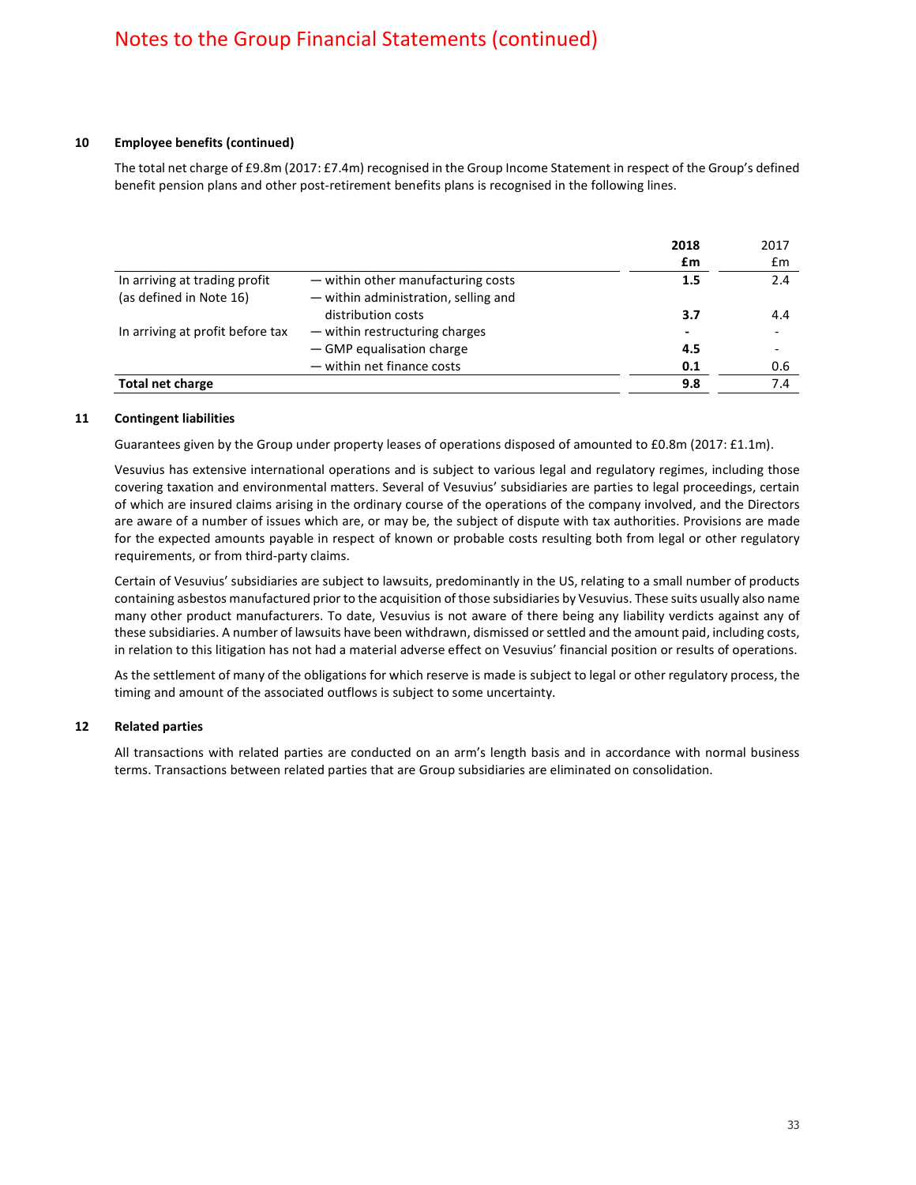## 10 Employee benefits (continued)

The total net charge of £9.8m (2017: £7.4m) recognised in the Group Income Statement in respect of the Group's defined benefit pension plans and other post-retirement benefits plans is recognised in the following lines.

| | | **2018 £m** | 2017 £m |
|---|---|---|---|
| In arriving at trading profit (as defined in Note 16) | — within other manufacturing costs | **1.5** | 2.4 |
| | — within administration, selling and distribution costs | **3.7** | 4.4 |
| In arriving at profit before tax | — within restructuring charges | **-** | - |
| | — GMP equalisation charge | **4.5** | - |
| | — within net finance costs | **0.1** | 0.6 |
| **Total net charge** | | **9.8** | 7.4 |

## 11 Contingent liabilities

Guarantees given by the Group under property leases of operations disposed of amounted to £0.8m (2017: £1.1m).

Vesuvius has extensive international operations and is subject to various legal and regulatory regimes, including those covering taxation and environmental matters. Several of Vesuvius' subsidiaries are parties to legal proceedings, certain of which are insured claims arising in the ordinary course of the operations of the company involved, and the Directors are aware of a number of issues which are, or may be, the subject of dispute with tax authorities. Provisions are made for the expected amounts payable in respect of known or probable costs resulting both from legal or other regulatory requirements, or from third-party claims.

Certain of Vesuvius' subsidiaries are subject to lawsuits, predominantly in the US, relating to a small number of products containing asbestos manufactured prior to the acquisition of those subsidiaries by Vesuvius. These suits usually also name many other product manufacturers. To date, Vesuvius is not aware of there being any liability verdicts against any of these subsidiaries. A number of lawsuits have been withdrawn, dismissed or settled and the amount paid, including costs, in relation to this litigation has not had a material adverse effect on Vesuvius' financial position or results of operations.

As the settlement of many of the obligations for which reserve is made is subject to legal or other regulatory process, the timing and amount of the associated outflows is subject to some uncertainty.

## 12 Related parties

All transactions with related parties are conducted on an arm's length basis and in accordance with normal business terms. Transactions between related parties that are Group subsidiaries are eliminated on consolidation.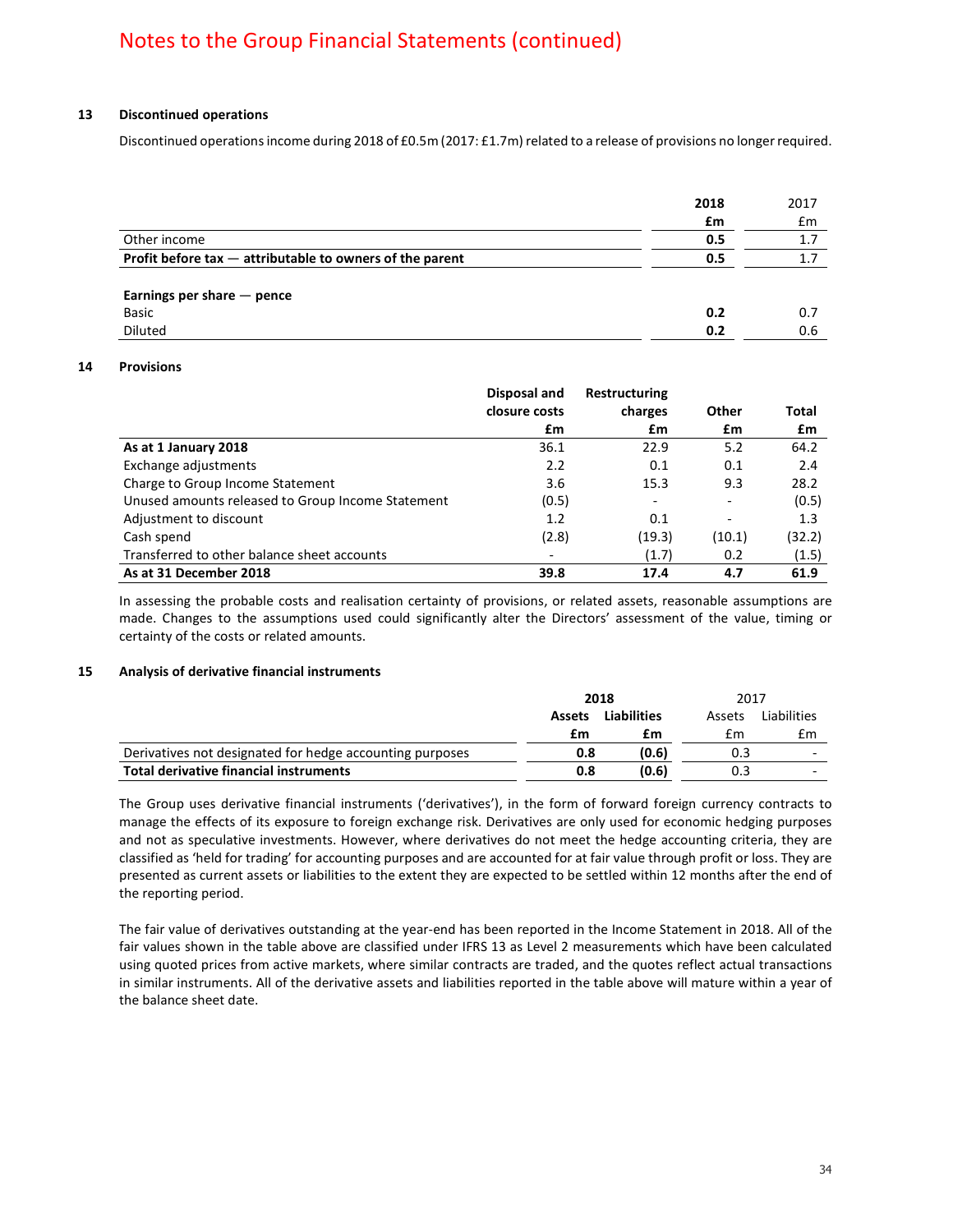# Notes to the Group Financial Statements (continued)

## 13 Discontinued operations

Discontinued operations income during 2018 of £0.5m (2017: £1.7m) related to a release of provisions no longer required.

| | 2018 £m | 2017 £m |
|---|---|---|
| Other income | **0.5** | 1.7 |
| **Profit before tax — attributable to owners of the parent** | **0.5** | 1.7 |
| | | |
| **Earnings per share — pence** | | |
| Basic | **0.2** | 0.7 |
| Diluted | **0.2** | 0.6 |

## 14 Provisions

| | Disposal and closure costs £m | Restructuring charges £m | Other £m | Total £m |
|---|---|---|---|---|
| **As at 1 January 2018** | 36.1 | 22.9 | 5.2 | 64.2 |
| Exchange adjustments | 2.2 | 0.1 | 0.1 | 2.4 |
| Charge to Group Income Statement | 3.6 | 15.3 | 9.3 | 28.2 |
| Unused amounts released to Group Income Statement | (0.5) | - | - | (0.5) |
| Adjustment to discount | 1.2 | 0.1 | - | 1.3 |
| Cash spend | (2.8) | (19.3) | (10.1) | (32.2) |
| Transferred to other balance sheet accounts | - | (1.7) | 0.2 | (1.5) |
| **As at 31 December 2018** | **39.8** | **17.4** | **4.7** | **61.9** |

In assessing the probable costs and realisation certainty of provisions, or related assets, reasonable assumptions are made. Changes to the assumptions used could significantly alter the Directors' assessment of the value, timing or certainty of the costs or related amounts.

## 15 Analysis of derivative financial instruments

| | 2018 | | 2017 | |
|---|---|---|---|---|
| | Assets £m | Liabilities £m | Assets £m | Liabilities £m |
| Derivatives not designated for hedge accounting purposes | **0.8** | **(0.6)** | 0.3 | - |
| **Total derivative financial instruments** | **0.8** | **(0.6)** | 0.3 | - |

The Group uses derivative financial instruments ('derivatives'), in the form of forward foreign currency contracts to manage the effects of its exposure to foreign exchange risk. Derivatives are only used for economic hedging purposes and not as speculative investments. However, where derivatives do not meet the hedge accounting criteria, they are classified as 'held for trading' for accounting purposes and are accounted for at fair value through profit or loss. They are presented as current assets or liabilities to the extent they are expected to be settled within 12 months after the end of the reporting period.

The fair value of derivatives outstanding at the year-end has been reported in the Income Statement in 2018. All of the fair values shown in the table above are classified under IFRS 13 as Level 2 measurements which have been calculated using quoted prices from active markets, where similar contracts are traded, and the quotes reflect actual transactions in similar instruments. All of the derivative assets and liabilities reported in the table above will mature within a year of the balance sheet date.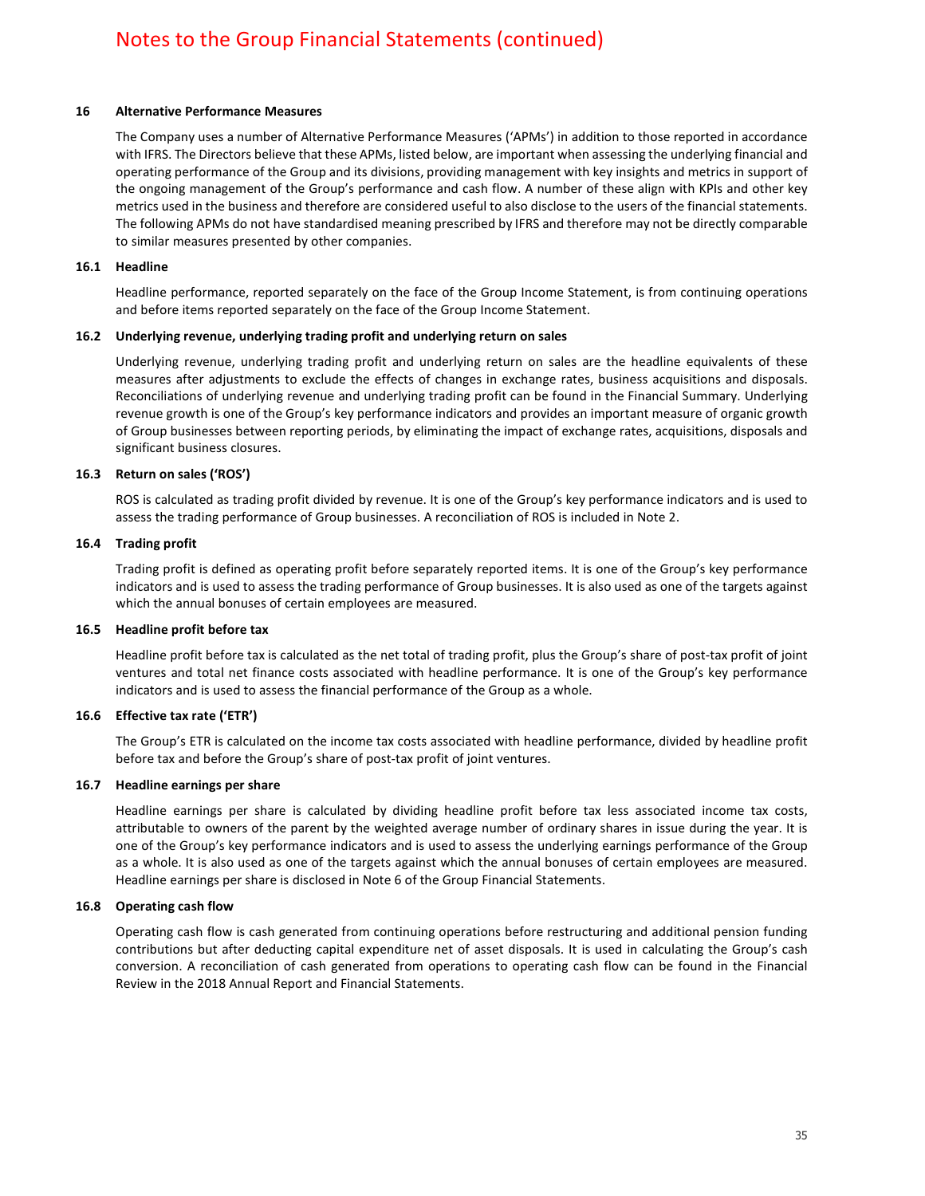# Notes to the Group Financial Statements (continued)

## 16 Alternative Performance Measures

The Company uses a number of Alternative Performance Measures ('APMs') in addition to those reported in accordance with IFRS. The Directors believe that these APMs, listed below, are important when assessing the underlying financial and operating performance of the Group and its divisions, providing management with key insights and metrics in support of the ongoing management of the Group's performance and cash flow. A number of these align with KPIs and other key metrics used in the business and therefore are considered useful to also disclose to the users of the financial statements. The following APMs do not have standardised meaning prescribed by IFRS and therefore may not be directly comparable to similar measures presented by other companies.

### 16.1 Headline

Headline performance, reported separately on the face of the Group Income Statement, is from continuing operations and before items reported separately on the face of the Group Income Statement.

### 16.2 Underlying revenue, underlying trading profit and underlying return on sales

Underlying revenue, underlying trading profit and underlying return on sales are the headline equivalents of these measures after adjustments to exclude the effects of changes in exchange rates, business acquisitions and disposals. Reconciliations of underlying revenue and underlying trading profit can be found in the Financial Summary. Underlying revenue growth is one of the Group's key performance indicators and provides an important measure of organic growth of Group businesses between reporting periods, by eliminating the impact of exchange rates, acquisitions, disposals and significant business closures.

### 16.3 Return on sales ('ROS')

ROS is calculated as trading profit divided by revenue. It is one of the Group's key performance indicators and is used to assess the trading performance of Group businesses. A reconciliation of ROS is included in Note 2.

### 16.4 Trading profit

Trading profit is defined as operating profit before separately reported items. It is one of the Group's key performance indicators and is used to assess the trading performance of Group businesses. It is also used as one of the targets against which the annual bonuses of certain employees are measured.

### 16.5 Headline profit before tax

Headline profit before tax is calculated as the net total of trading profit, plus the Group's share of post-tax profit of joint ventures and total net finance costs associated with headline performance. It is one of the Group's key performance indicators and is used to assess the financial performance of the Group as a whole.

### 16.6 Effective tax rate ('ETR')

The Group's ETR is calculated on the income tax costs associated with headline performance, divided by headline profit before tax and before the Group's share of post-tax profit of joint ventures.

### 16.7 Headline earnings per share

Headline earnings per share is calculated by dividing headline profit before tax less associated income tax costs, attributable to owners of the parent by the weighted average number of ordinary shares in issue during the year. It is one of the Group's key performance indicators and is used to assess the underlying earnings performance of the Group as a whole. It is also used as one of the targets against which the annual bonuses of certain employees are measured. Headline earnings per share is disclosed in Note 6 of the Group Financial Statements.

### 16.8 Operating cash flow

Operating cash flow is cash generated from continuing operations before restructuring and additional pension funding contributions but after deducting capital expenditure net of asset disposals. It is used in calculating the Group's cash conversion. A reconciliation of cash generated from operations to operating cash flow can be found in the Financial Review in the 2018 Annual Report and Financial Statements.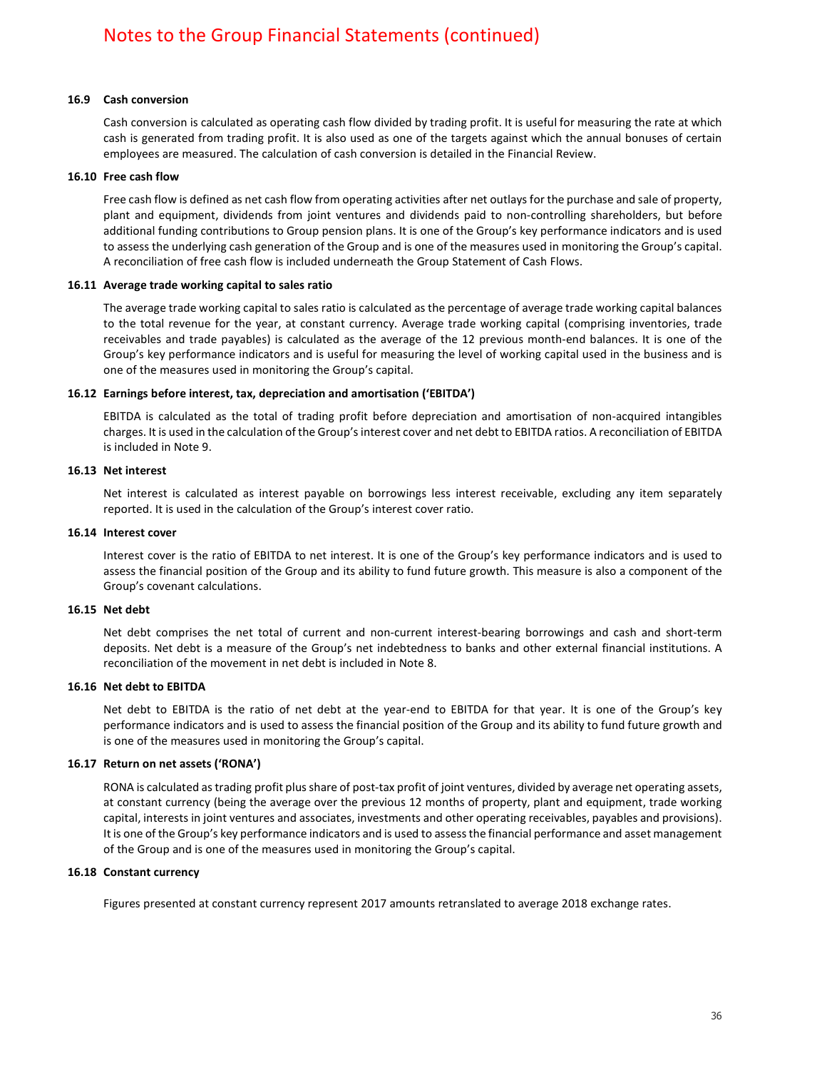# Notes to the Group Financial Statements (continued)

### 16.9 Cash conversion

Cash conversion is calculated as operating cash flow divided by trading profit. It is useful for measuring the rate at which cash is generated from trading profit. It is also used as one of the targets against which the annual bonuses of certain employees are measured. The calculation of cash conversion is detailed in the Financial Review.

### 16.10 Free cash flow

Free cash flow is defined as net cash flow from operating activities after net outlays for the purchase and sale of property, plant and equipment, dividends from joint ventures and dividends paid to non-controlling shareholders, but before additional funding contributions to Group pension plans. It is one of the Group's key performance indicators and is used to assess the underlying cash generation of the Group and is one of the measures used in monitoring the Group's capital. A reconciliation of free cash flow is included underneath the Group Statement of Cash Flows.

### 16.11 Average trade working capital to sales ratio

The average trade working capital to sales ratio is calculated as the percentage of average trade working capital balances to the total revenue for the year, at constant currency. Average trade working capital (comprising inventories, trade receivables and trade payables) is calculated as the average of the 12 previous month-end balances. It is one of the Group's key performance indicators and is useful for measuring the level of working capital used in the business and is one of the measures used in monitoring the Group's capital.

### 16.12 Earnings before interest, tax, depreciation and amortisation ('EBITDA')

EBITDA is calculated as the total of trading profit before depreciation and amortisation of non-acquired intangibles charges. It is used in the calculation of the Group's interest cover and net debt to EBITDA ratios. A reconciliation of EBITDA is included in Note 9.

### 16.13 Net interest

Net interest is calculated as interest payable on borrowings less interest receivable, excluding any item separately reported. It is used in the calculation of the Group's interest cover ratio.

### 16.14 Interest cover

Interest cover is the ratio of EBITDA to net interest. It is one of the Group's key performance indicators and is used to assess the financial position of the Group and its ability to fund future growth. This measure is also a component of the Group's covenant calculations.

### 16.15 Net debt

Net debt comprises the net total of current and non-current interest-bearing borrowings and cash and short-term deposits. Net debt is a measure of the Group's net indebtedness to banks and other external financial institutions. A reconciliation of the movement in net debt is included in Note 8.

### 16.16 Net debt to EBITDA

Net debt to EBITDA is the ratio of net debt at the year-end to EBITDA for that year. It is one of the Group's key performance indicators and is used to assess the financial position of the Group and its ability to fund future growth and is one of the measures used in monitoring the Group's capital.

### 16.17 Return on net assets ('RONA')

RONA is calculated as trading profit plus share of post-tax profit of joint ventures, divided by average net operating assets, at constant currency (being the average over the previous 12 months of property, plant and equipment, trade working capital, interests in joint ventures and associates, investments and other operating receivables, payables and provisions). It is one of the Group's key performance indicators and is used to assess the financial performance and asset management of the Group and is one of the measures used in monitoring the Group's capital.

### 16.18 Constant currency

Figures presented at constant currency represent 2017 amounts retranslated to average 2018 exchange rates.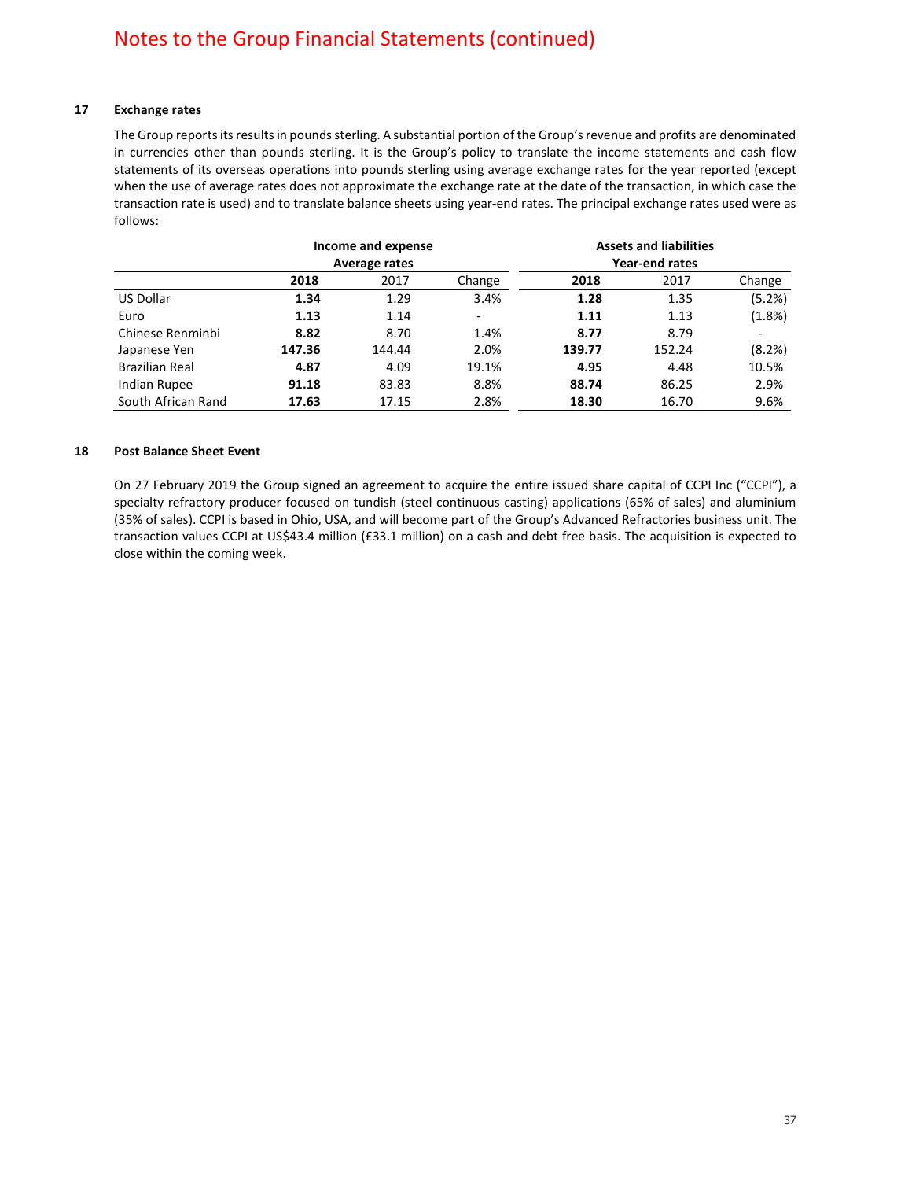# Notes to the Group Financial Statements (continued)

## 17 Exchange rates

The Group reports its results in pounds sterling. A substantial portion of the Group's revenue and profits are denominated in currencies other than pounds sterling. It is the Group's policy to translate the income statements and cash flow statements of its overseas operations into pounds sterling using average exchange rates for the year reported (except when the use of average rates does not approximate the exchange rate at the date of the transaction, in which case the transaction rate is used) and to translate balance sheets using year-end rates. The principal exchange rates used were as follows:

| | Income and expense Average rates | | | Assets and liabilities Year-end rates | | |
|---|---|---|---|---|---|---|
| | **2018** | 2017 | Change | **2018** | 2017 | Change |
| US Dollar | **1.34** | 1.29 | 3.4% | **1.28** | 1.35 | (5.2%) |
| Euro | **1.13** | 1.14 | - | **1.11** | 1.13 | (1.8%) |
| Chinese Renminbi | **8.82** | 8.70 | 1.4% | **8.77** | 8.79 | - |
| Japanese Yen | **147.36** | 144.44 | 2.0% | **139.77** | 152.24 | (8.2%) |
| Brazilian Real | **4.87** | 4.09 | 19.1% | **4.95** | 4.48 | 10.5% |
| Indian Rupee | **91.18** | 83.83 | 8.8% | **88.74** | 86.25 | 2.9% |
| South African Rand | **17.63** | 17.15 | 2.8% | **18.30** | 16.70 | 9.6% |

## 18 Post Balance Sheet Event

On 27 February 2019 the Group signed an agreement to acquire the entire issued share capital of CCPI Inc ("CCPI"), a specialty refractory producer focused on tundish (steel continuous casting) applications (65% of sales) and aluminium (35% of sales). CCPI is based in Ohio, USA, and will become part of the Group's Advanced Refractories business unit. The transaction values CCPI at US$43.4 million (£33.1 million) on a cash and debt free basis. The acquisition is expected to close within the coming week.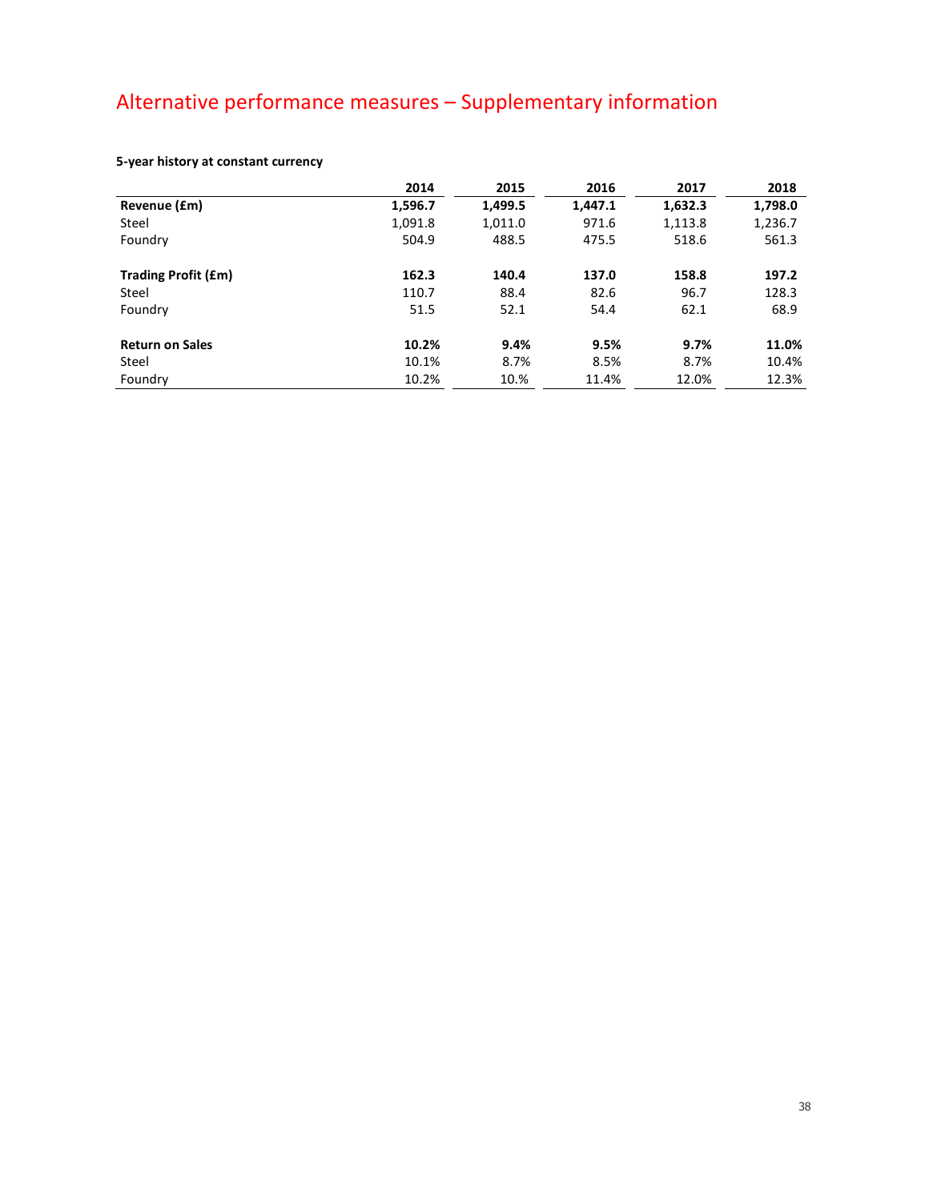# Alternative performance measures – Supplementary information

**5-year history at constant currency**

| | 2014 | 2015 | 2016 | 2017 | 2018 |
|---|---|---|---|---|---|
| **Revenue (£m)** | **1,596.7** | **1,499.5** | **1,447.1** | **1,632.3** | **1,798.0** |
| Steel | 1,091.8 | 1,011.0 | 971.6 | 1,113.8 | 1,236.7 |
| Foundry | 504.9 | 488.5 | 475.5 | 518.6 | 561.3 |
| | | | | | |
| **Trading Profit (£m)** | **162.3** | **140.4** | **137.0** | **158.8** | **197.2** |
| Steel | 110.7 | 88.4 | 82.6 | 96.7 | 128.3 |
| Foundry | 51.5 | 52.1 | 54.4 | 62.1 | 68.9 |
| | | | | | |
| **Return on Sales** | **10.2%** | **9.4%** | **9.5%** | **9.7%** | **11.0%** |
| Steel | 10.1% | 8.7% | 8.5% | 8.7% | 10.4% |
| Foundry | 10.2% | 10.% | 11.4% | 12.0% | 12.3% |